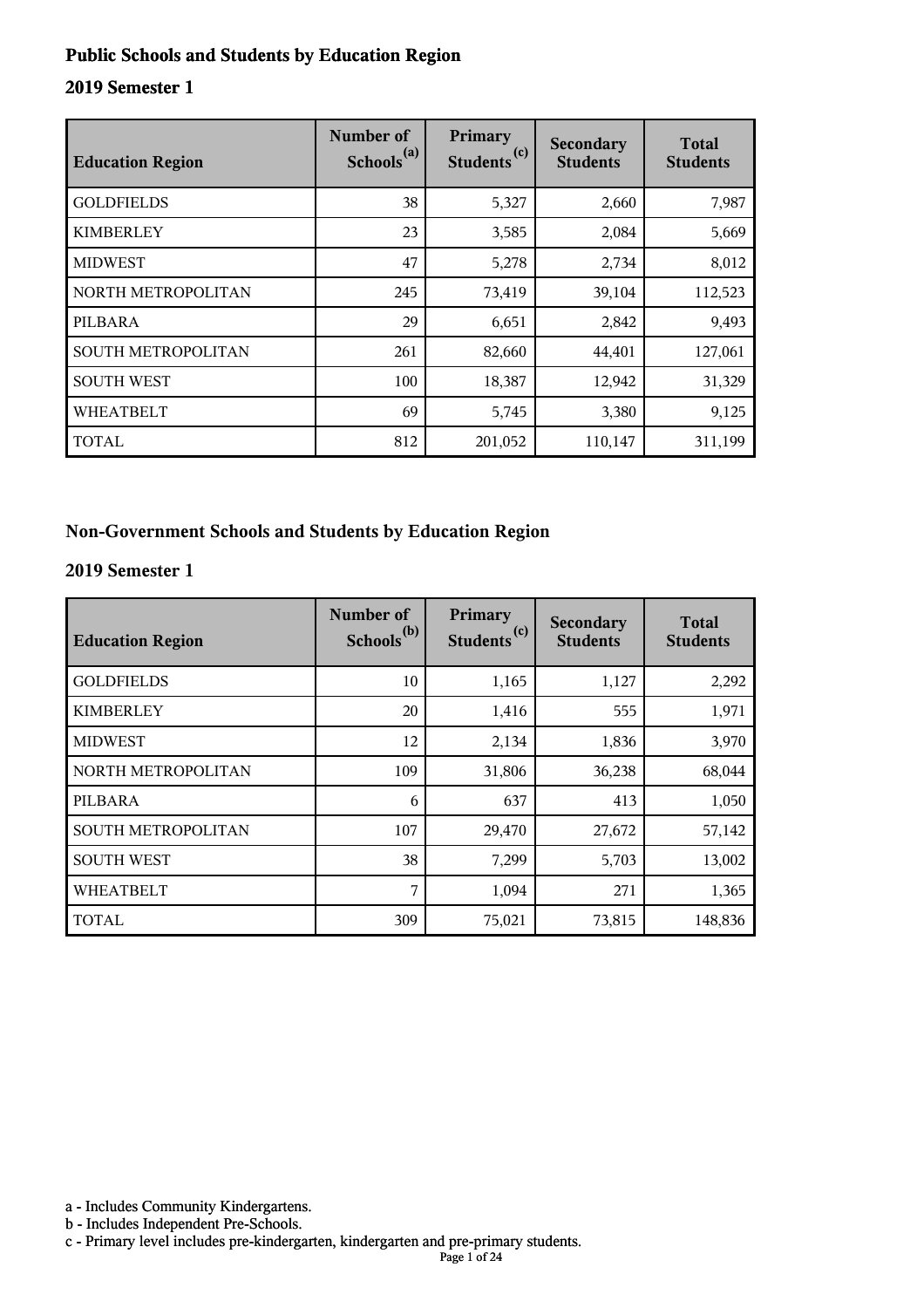## Public Schools and Students by Education Region

### 2019 Semester 1

| Education Region | Number of Schools[(a)] | Primary Students[(c)] | Secondary Students | Total Students |
|---|---|---|---|---|
| GOLDFIELDS | 38 | 5,327 | 2,660 | 7,987 |
| KIMBERLEY | 23 | 3,585 | 2,084 | 5,669 |
| MIDWEST | 47 | 5,278 | 2,734 | 8,012 |
| NORTH METROPOLITAN | 245 | 73,419 | 39,104 | 112,523 |
| PILBARA | 29 | 6,651 | 2,842 | 9,493 |
| SOUTH METROPOLITAN | 261 | 82,660 | 44,401 | 127,061 |
| SOUTH WEST | 100 | 18,387 | 12,942 | 31,329 |
| WHEATBELT | 69 | 5,745 | 3,380 | 9,125 |
| TOTAL | 812 | 201,052 | 110,147 | 311,199 |

## Non-Government Schools and Students by Education Region

### 2019 Semester 1

| Education Region | Number of Schools[(b)] | Primary Students[(c)] | Secondary Students | Total Students |
|---|---|---|---|---|
| GOLDFIELDS | 10 | 1,165 | 1,127 | 2,292 |
| KIMBERLEY | 20 | 1,416 | 555 | 1,971 |
| MIDWEST | 12 | 2,134 | 1,836 | 3,970 |
| NORTH METROPOLITAN | 109 | 31,806 | 36,238 | 68,044 |
| PILBARA | 6 | 637 | 413 | 1,050 |
| SOUTH METROPOLITAN | 107 | 29,470 | 27,672 | 57,142 |
| SOUTH WEST | 38 | 7,299 | 5,703 | 13,002 |
| WHEATBELT | 7 | 1,094 | 271 | 1,365 |
| TOTAL | 309 | 75,021 | 73,815 | 148,836 |

a - Includes Community Kindergartens.
b - Includes Independent Pre-Schools.
c - Primary level includes pre-kindergarten, kindergarten and pre-primary students.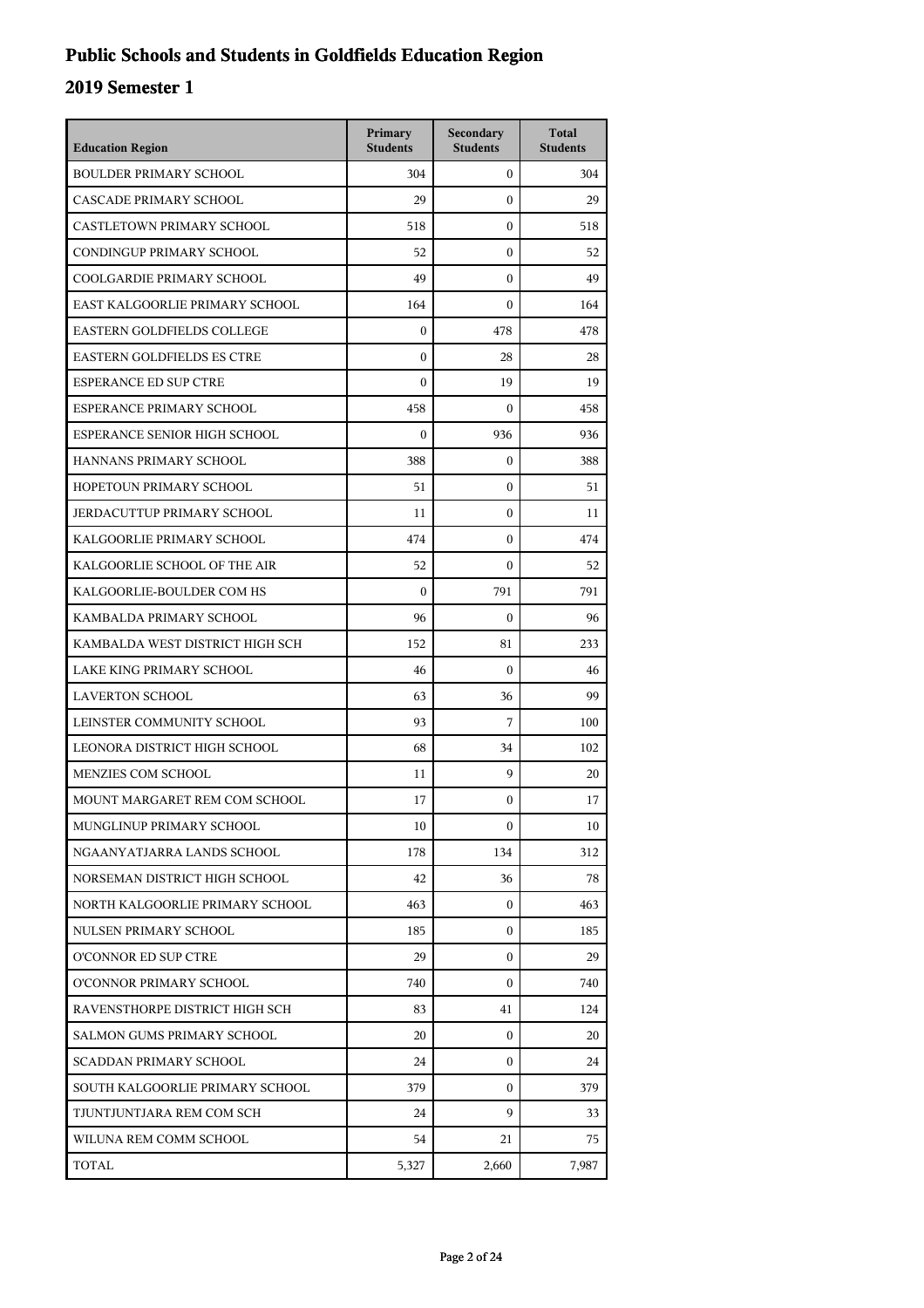# Public Schools and Students in Goldfields Education Region

## 2019 Semester 1

| Education Region | Primary Students | Secondary Students | Total Students |
|---|---|---|---|
| BOULDER PRIMARY SCHOOL | 304 | 0 | 304 |
| CASCADE PRIMARY SCHOOL | 29 | 0 | 29 |
| CASTLETOWN PRIMARY SCHOOL | 518 | 0 | 518 |
| CONDINGUP PRIMARY SCHOOL | 52 | 0 | 52 |
| COOLGARDIE PRIMARY SCHOOL | 49 | 0 | 49 |
| EAST KALGOORLIE PRIMARY SCHOOL | 164 | 0 | 164 |
| EASTERN GOLDFIELDS COLLEGE | 0 | 478 | 478 |
| EASTERN GOLDFIELDS ES CTRE | 0 | 28 | 28 |
| ESPERANCE ED SUP CTRE | 0 | 19 | 19 |
| ESPERANCE PRIMARY SCHOOL | 458 | 0 | 458 |
| ESPERANCE SENIOR HIGH SCHOOL | 0 | 936 | 936 |
| HANNANS PRIMARY SCHOOL | 388 | 0 | 388 |
| HOPETOUN PRIMARY SCHOOL | 51 | 0 | 51 |
| JERDACUTTUP PRIMARY SCHOOL | 11 | 0 | 11 |
| KALGOORLIE PRIMARY SCHOOL | 474 | 0 | 474 |
| KALGOORLIE SCHOOL OF THE AIR | 52 | 0 | 52 |
| KALGOORLIE-BOULDER COM HS | 0 | 791 | 791 |
| KAMBALDA PRIMARY SCHOOL | 96 | 0 | 96 |
| KAMBALDA WEST DISTRICT HIGH SCH | 152 | 81 | 233 |
| LAKE KING PRIMARY SCHOOL | 46 | 0 | 46 |
| LAVERTON SCHOOL | 63 | 36 | 99 |
| LEINSTER COMMUNITY SCHOOL | 93 | 7 | 100 |
| LEONORA DISTRICT HIGH SCHOOL | 68 | 34 | 102 |
| MENZIES COM SCHOOL | 11 | 9 | 20 |
| MOUNT MARGARET REM COM SCHOOL | 17 | 0 | 17 |
| MUNGLINUP PRIMARY SCHOOL | 10 | 0 | 10 |
| NGAANYATJARRA LANDS SCHOOL | 178 | 134 | 312 |
| NORSEMAN DISTRICT HIGH SCHOOL | 42 | 36 | 78 |
| NORTH KALGOORLIE PRIMARY SCHOOL | 463 | 0 | 463 |
| NULSEN PRIMARY SCHOOL | 185 | 0 | 185 |
| O'CONNOR ED SUP CTRE | 29 | 0 | 29 |
| O'CONNOR PRIMARY SCHOOL | 740 | 0 | 740 |
| RAVENSTHORPE DISTRICT HIGH SCH | 83 | 41 | 124 |
| SALMON GUMS PRIMARY SCHOOL | 20 | 0 | 20 |
| SCADDAN PRIMARY SCHOOL | 24 | 0 | 24 |
| SOUTH KALGOORLIE PRIMARY SCHOOL | 379 | 0 | 379 |
| TJUNTJUNTJARA REM COM SCH | 24 | 9 | 33 |
| WILUNA REM COMM SCHOOL | 54 | 21 | 75 |
| TOTAL | 5,327 | 2,660 | 7,987 |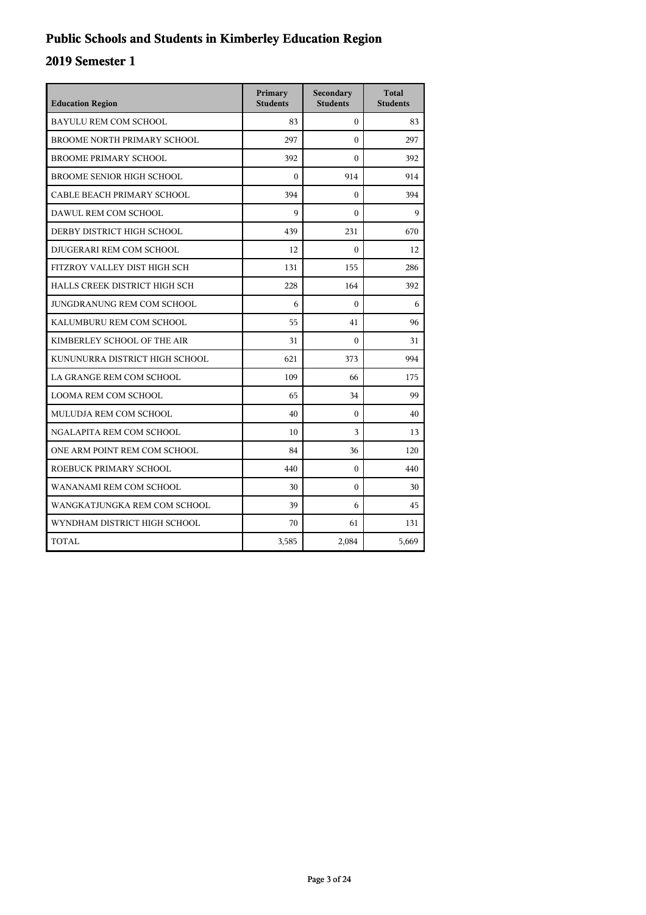# Public Schools and Students in Kimberley Education Region

## 2019 Semester 1

| Education Region | Primary Students | Secondary Students | Total Students |
|---|---|---|---|
| BAYULU REM COM SCHOOL | 83 | 0 | 83 |
| BROOME NORTH PRIMARY SCHOOL | 297 | 0 | 297 |
| BROOME PRIMARY SCHOOL | 392 | 0 | 392 |
| BROOME SENIOR HIGH SCHOOL | 0 | 914 | 914 |
| CABLE BEACH PRIMARY SCHOOL | 394 | 0 | 394 |
| DAWUL REM COM SCHOOL | 9 | 0 | 9 |
| DERBY DISTRICT HIGH SCHOOL | 439 | 231 | 670 |
| DJUGERARI REM COM SCHOOL | 12 | 0 | 12 |
| FITZROY VALLEY DIST HIGH SCH | 131 | 155 | 286 |
| HALLS CREEK DISTRICT HIGH SCH | 228 | 164 | 392 |
| JUNGDRANUNG REM COM SCHOOL | 6 | 0 | 6 |
| KALUMBURU REM COM SCHOOL | 55 | 41 | 96 |
| KIMBERLEY SCHOOL OF THE AIR | 31 | 0 | 31 |
| KUNUNURRA DISTRICT HIGH SCHOOL | 621 | 373 | 994 |
| LA GRANGE REM COM SCHOOL | 109 | 66 | 175 |
| LOOMA REM COM SCHOOL | 65 | 34 | 99 |
| MULUDJA REM COM SCHOOL | 40 | 0 | 40 |
| NGALAPITA REM COM SCHOOL | 10 | 3 | 13 |
| ONE ARM POINT REM COM SCHOOL | 84 | 36 | 120 |
| ROEBUCK PRIMARY SCHOOL | 440 | 0 | 440 |
| WANANAMI REM COM SCHOOL | 30 | 0 | 30 |
| WANGKATJUNGKA REM COM SCHOOL | 39 | 6 | 45 |
| WYNDHAM DISTRICT HIGH SCHOOL | 70 | 61 | 131 |
| TOTAL | 3,585 | 2,084 | 5,669 |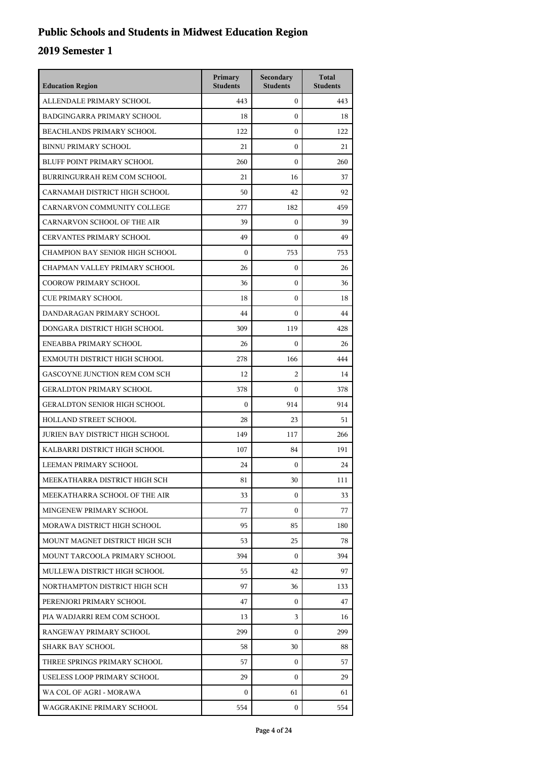# Public Schools and Students in Midwest Education Region

## 2019 Semester 1

| Education Region | Primary Students | Secondary Students | Total Students |
|---|---|---|---|
| ALLENDALE PRIMARY SCHOOL | 443 | 0 | 443 |
| BADGINGARRA PRIMARY SCHOOL | 18 | 0 | 18 |
| BEACHLANDS PRIMARY SCHOOL | 122 | 0 | 122 |
| BINNU PRIMARY SCHOOL | 21 | 0 | 21 |
| BLUFF POINT PRIMARY SCHOOL | 260 | 0 | 260 |
| BURRINGURRAH REM COM SCHOOL | 21 | 16 | 37 |
| CARNAMAH DISTRICT HIGH SCHOOL | 50 | 42 | 92 |
| CARNARVON COMMUNITY COLLEGE | 277 | 182 | 459 |
| CARNARVON SCHOOL OF THE AIR | 39 | 0 | 39 |
| CERVANTES PRIMARY SCHOOL | 49 | 0 | 49 |
| CHAMPION BAY SENIOR HIGH SCHOOL | 0 | 753 | 753 |
| CHAPMAN VALLEY PRIMARY SCHOOL | 26 | 0 | 26 |
| COOROW PRIMARY SCHOOL | 36 | 0 | 36 |
| CUE PRIMARY SCHOOL | 18 | 0 | 18 |
| DANDARAGAN PRIMARY SCHOOL | 44 | 0 | 44 |
| DONGARA DISTRICT HIGH SCHOOL | 309 | 119 | 428 |
| ENEABBA PRIMARY SCHOOL | 26 | 0 | 26 |
| EXMOUTH DISTRICT HIGH SCHOOL | 278 | 166 | 444 |
| GASCOYNE JUNCTION REM COM SCH | 12 | 2 | 14 |
| GERALDTON PRIMARY SCHOOL | 378 | 0 | 378 |
| GERALDTON SENIOR HIGH SCHOOL | 0 | 914 | 914 |
| HOLLAND STREET SCHOOL | 28 | 23 | 51 |
| JURIEN BAY DISTRICT HIGH SCHOOL | 149 | 117 | 266 |
| KALBARRI DISTRICT HIGH SCHOOL | 107 | 84 | 191 |
| LEEMAN PRIMARY SCHOOL | 24 | 0 | 24 |
| MEEKATHARRA DISTRICT HIGH SCH | 81 | 30 | 111 |
| MEEKATHARRA SCHOOL OF THE AIR | 33 | 0 | 33 |
| MINGENEW PRIMARY SCHOOL | 77 | 0 | 77 |
| MORAWA DISTRICT HIGH SCHOOL | 95 | 85 | 180 |
| MOUNT MAGNET DISTRICT HIGH SCH | 53 | 25 | 78 |
| MOUNT TARCOOLA PRIMARY SCHOOL | 394 | 0 | 394 |
| MULLEWA DISTRICT HIGH SCHOOL | 55 | 42 | 97 |
| NORTHAMPTON DISTRICT HIGH SCH | 97 | 36 | 133 |
| PERENJORI PRIMARY SCHOOL | 47 | 0 | 47 |
| PIA WADJARRI REM COM SCHOOL | 13 | 3 | 16 |
| RANGEWAY PRIMARY SCHOOL | 299 | 0 | 299 |
| SHARK BAY SCHOOL | 58 | 30 | 88 |
| THREE SPRINGS PRIMARY SCHOOL | 57 | 0 | 57 |
| USELESS LOOP PRIMARY SCHOOL | 29 | 0 | 29 |
| WA COL OF AGRI - MORAWA | 0 | 61 | 61 |
| WAGGRAKINE PRIMARY SCHOOL | 554 | 0 | 554 |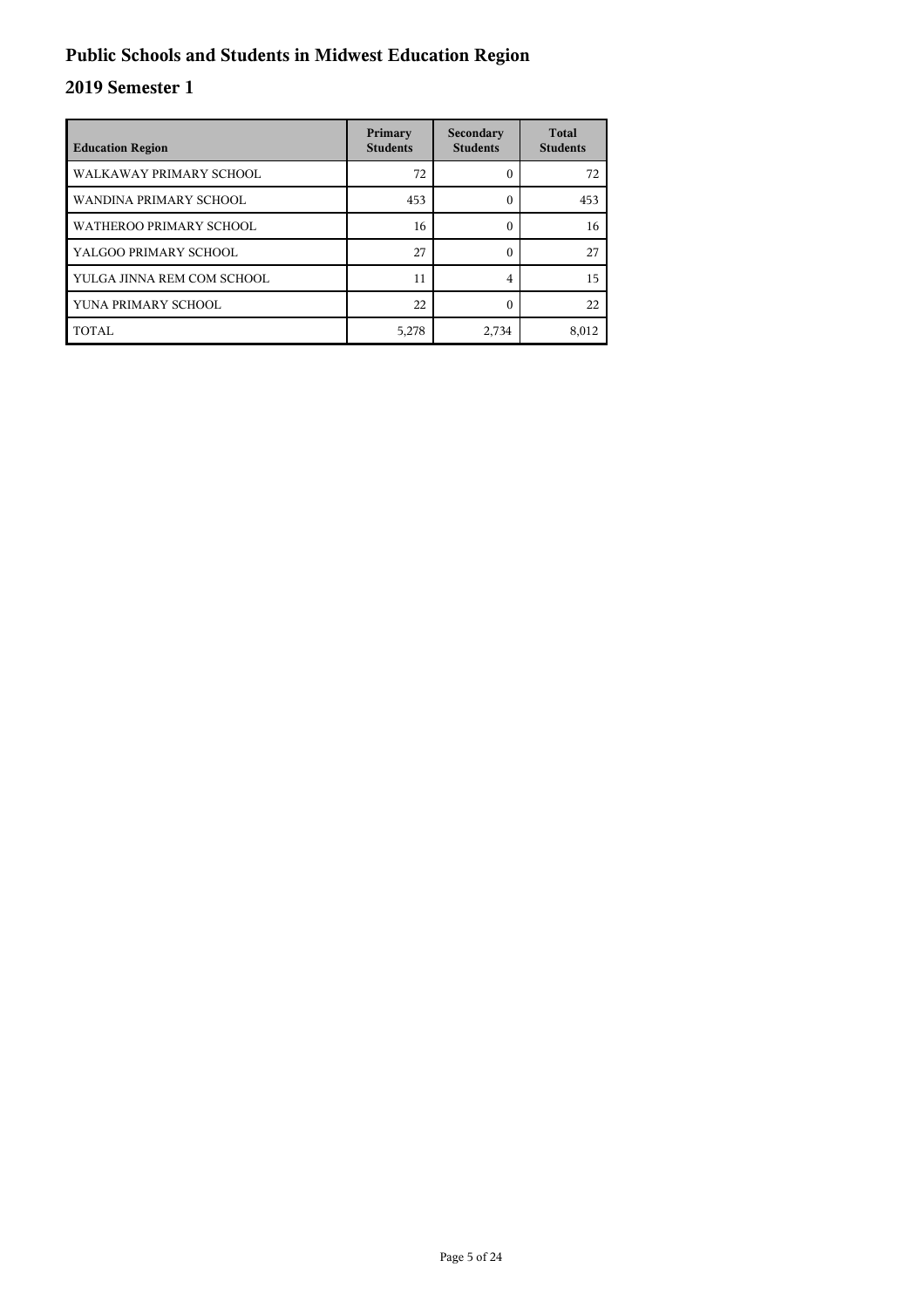# Public Schools and Students in Midwest Education Region

## 2019 Semester 1

| Education Region | Primary Students | Secondary Students | Total Students |
|---|---|---|---|
| WALKAWAY PRIMARY SCHOOL | 72 | 0 | 72 |
| WANDINA PRIMARY SCHOOL | 453 | 0 | 453 |
| WATHEROO PRIMARY SCHOOL | 16 | 0 | 16 |
| YALGOO PRIMARY SCHOOL | 27 | 0 | 27 |
| YULGA JINNA REM COM SCHOOL | 11 | 4 | 15 |
| YUNA PRIMARY SCHOOL | 22 | 0 | 22 |
| TOTAL | 5,278 | 2,734 | 8,012 |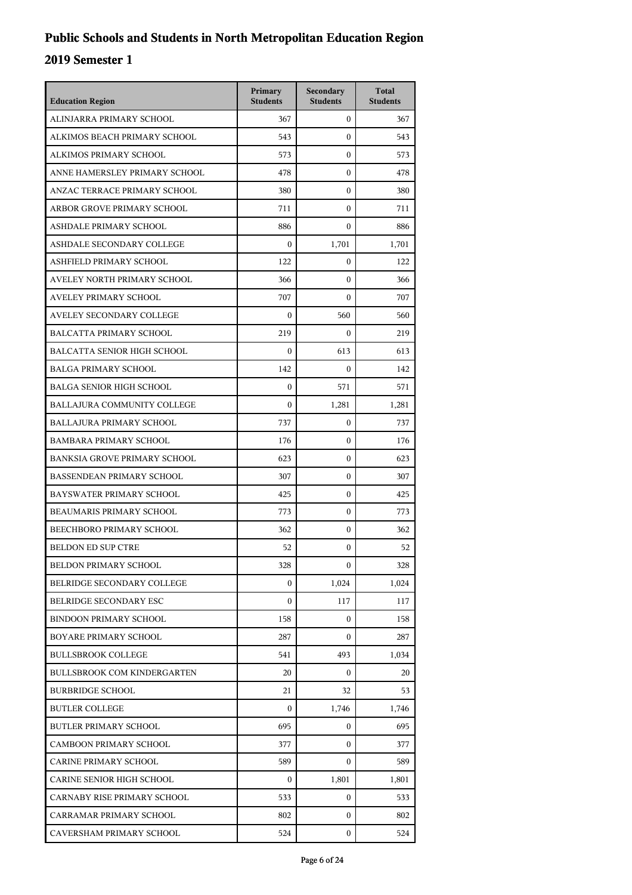# Public Schools and Students in North Metropolitan Education Region

## 2019 Semester 1

| Education Region | Primary Students | Secondary Students | Total Students |
|---|---|---|---|
| ALINJARRA PRIMARY SCHOOL | 367 | 0 | 367 |
| ALKIMOS BEACH PRIMARY SCHOOL | 543 | 0 | 543 |
| ALKIMOS PRIMARY SCHOOL | 573 | 0 | 573 |
| ANNE HAMERSLEY PRIMARY SCHOOL | 478 | 0 | 478 |
| ANZAC TERRACE PRIMARY SCHOOL | 380 | 0 | 380 |
| ARBOR GROVE PRIMARY SCHOOL | 711 | 0 | 711 |
| ASHDALE PRIMARY SCHOOL | 886 | 0 | 886 |
| ASHDALE SECONDARY COLLEGE | 0 | 1,701 | 1,701 |
| ASHFIELD PRIMARY SCHOOL | 122 | 0 | 122 |
| AVELEY NORTH PRIMARY SCHOOL | 366 | 0 | 366 |
| AVELEY PRIMARY SCHOOL | 707 | 0 | 707 |
| AVELEY SECONDARY COLLEGE | 0 | 560 | 560 |
| BALCATTA PRIMARY SCHOOL | 219 | 0 | 219 |
| BALCATTA SENIOR HIGH SCHOOL | 0 | 613 | 613 |
| BALGA PRIMARY SCHOOL | 142 | 0 | 142 |
| BALGA SENIOR HIGH SCHOOL | 0 | 571 | 571 |
| BALLAJURA COMMUNITY COLLEGE | 0 | 1,281 | 1,281 |
| BALLAJURA PRIMARY SCHOOL | 737 | 0 | 737 |
| BAMBARA PRIMARY SCHOOL | 176 | 0 | 176 |
| BANKSIA GROVE PRIMARY SCHOOL | 623 | 0 | 623 |
| BASSENDEAN PRIMARY SCHOOL | 307 | 0 | 307 |
| BAYSWATER PRIMARY SCHOOL | 425 | 0 | 425 |
| BEAUMARIS PRIMARY SCHOOL | 773 | 0 | 773 |
| BEECHBORO PRIMARY SCHOOL | 362 | 0 | 362 |
| BELDON ED SUP CTRE | 52 | 0 | 52 |
| BELDON PRIMARY SCHOOL | 328 | 0 | 328 |
| BELRIDGE SECONDARY COLLEGE | 0 | 1,024 | 1,024 |
| BELRIDGE SECONDARY ESC | 0 | 117 | 117 |
| BINDOON PRIMARY SCHOOL | 158 | 0 | 158 |
| BOYARE PRIMARY SCHOOL | 287 | 0 | 287 |
| BULLSBROOK COLLEGE | 541 | 493 | 1,034 |
| BULLSBROOK COM KINDERGARTEN | 20 | 0 | 20 |
| BURBRIDGE SCHOOL | 21 | 32 | 53 |
| BUTLER COLLEGE | 0 | 1,746 | 1,746 |
| BUTLER PRIMARY SCHOOL | 695 | 0 | 695 |
| CAMBOON PRIMARY SCHOOL | 377 | 0 | 377 |
| CARINE PRIMARY SCHOOL | 589 | 0 | 589 |
| CARINE SENIOR HIGH SCHOOL | 0 | 1,801 | 1,801 |
| CARNABY RISE PRIMARY SCHOOL | 533 | 0 | 533 |
| CARRAMAR PRIMARY SCHOOL | 802 | 0 | 802 |
| CAVERSHAM PRIMARY SCHOOL | 524 | 0 | 524 |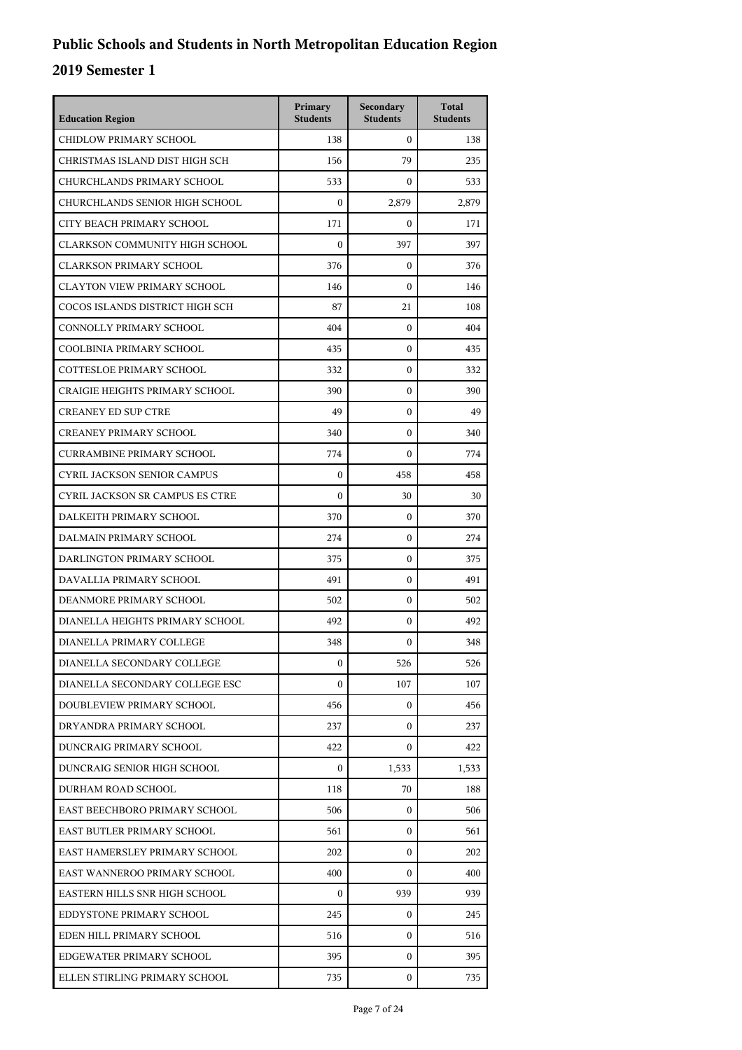# Public Schools and Students in North Metropolitan Education Region

## 2019 Semester 1

| Education Region | Primary Students | Secondary Students | Total Students |
|---|---|---|---|
| CHIDLOW PRIMARY SCHOOL | 138 | 0 | 138 |
| CHRISTMAS ISLAND DIST HIGH SCH | 156 | 79 | 235 |
| CHURCHLANDS PRIMARY SCHOOL | 533 | 0 | 533 |
| CHURCHLANDS SENIOR HIGH SCHOOL | 0 | 2,879 | 2,879 |
| CITY BEACH PRIMARY SCHOOL | 171 | 0 | 171 |
| CLARKSON COMMUNITY HIGH SCHOOL | 0 | 397 | 397 |
| CLARKSON PRIMARY SCHOOL | 376 | 0 | 376 |
| CLAYTON VIEW PRIMARY SCHOOL | 146 | 0 | 146 |
| COCOS ISLANDS DISTRICT HIGH SCH | 87 | 21 | 108 |
| CONNOLLY PRIMARY SCHOOL | 404 | 0 | 404 |
| COOLBINIA PRIMARY SCHOOL | 435 | 0 | 435 |
| COTTESLOE PRIMARY SCHOOL | 332 | 0 | 332 |
| CRAIGIE HEIGHTS PRIMARY SCHOOL | 390 | 0 | 390 |
| CREANEY ED SUP CTRE | 49 | 0 | 49 |
| CREANEY PRIMARY SCHOOL | 340 | 0 | 340 |
| CURRAMBINE PRIMARY SCHOOL | 774 | 0 | 774 |
| CYRIL JACKSON SENIOR CAMPUS | 0 | 458 | 458 |
| CYRIL JACKSON SR CAMPUS ES CTRE | 0 | 30 | 30 |
| DALKEITH PRIMARY SCHOOL | 370 | 0 | 370 |
| DALMAIN PRIMARY SCHOOL | 274 | 0 | 274 |
| DARLINGTON PRIMARY SCHOOL | 375 | 0 | 375 |
| DAVALLIA PRIMARY SCHOOL | 491 | 0 | 491 |
| DEANMORE PRIMARY SCHOOL | 502 | 0 | 502 |
| DIANELLA HEIGHTS PRIMARY SCHOOL | 492 | 0 | 492 |
| DIANELLA PRIMARY COLLEGE | 348 | 0 | 348 |
| DIANELLA SECONDARY COLLEGE | 0 | 526 | 526 |
| DIANELLA SECONDARY COLLEGE ESC | 0 | 107 | 107 |
| DOUBLEVIEW PRIMARY SCHOOL | 456 | 0 | 456 |
| DRYANDRA PRIMARY SCHOOL | 237 | 0 | 237 |
| DUNCRAIG PRIMARY SCHOOL | 422 | 0 | 422 |
| DUNCRAIG SENIOR HIGH SCHOOL | 0 | 1,533 | 1,533 |
| DURHAM ROAD SCHOOL | 118 | 70 | 188 |
| EAST BEECHBORO PRIMARY SCHOOL | 506 | 0 | 506 |
| EAST BUTLER PRIMARY SCHOOL | 561 | 0 | 561 |
| EAST HAMERSLEY PRIMARY SCHOOL | 202 | 0 | 202 |
| EAST WANNEROO PRIMARY SCHOOL | 400 | 0 | 400 |
| EASTERN HILLS SNR HIGH SCHOOL | 0 | 939 | 939 |
| EDDYSTONE PRIMARY SCHOOL | 245 | 0 | 245 |
| EDEN HILL PRIMARY SCHOOL | 516 | 0 | 516 |
| EDGEWATER PRIMARY SCHOOL | 395 | 0 | 395 |
| ELLEN STIRLING PRIMARY SCHOOL | 735 | 0 | 735 |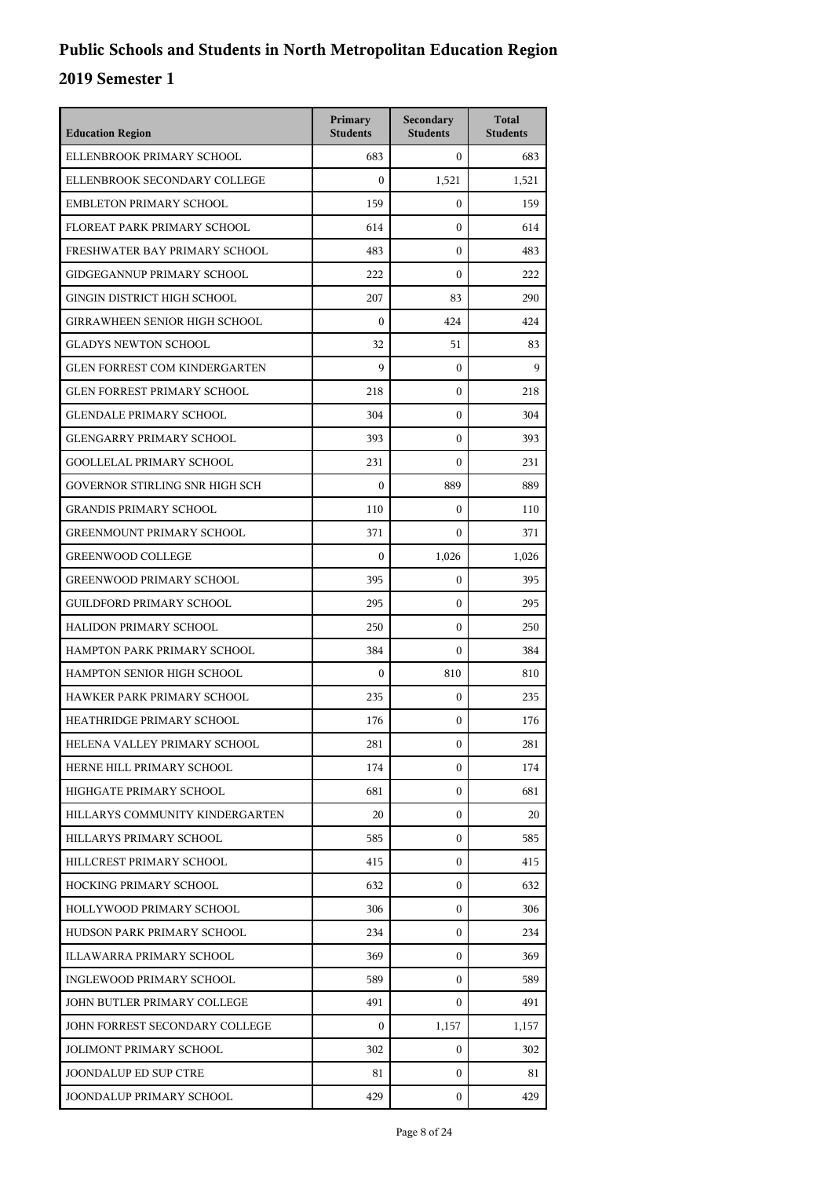# Public Schools and Students in North Metropolitan Education Region

## 2019 Semester 1

| Education Region | Primary Students | Secondary Students | Total Students |
|---|---|---|---|
| ELLENBROOK PRIMARY SCHOOL | 683 | 0 | 683 |
| ELLENBROOK SECONDARY COLLEGE | 0 | 1,521 | 1,521 |
| EMBLETON PRIMARY SCHOOL | 159 | 0 | 159 |
| FLOREAT PARK PRIMARY SCHOOL | 614 | 0 | 614 |
| FRESHWATER BAY PRIMARY SCHOOL | 483 | 0 | 483 |
| GIDGEGANNUP PRIMARY SCHOOL | 222 | 0 | 222 |
| GINGIN DISTRICT HIGH SCHOOL | 207 | 83 | 290 |
| GIRRAWHEEN SENIOR HIGH SCHOOL | 0 | 424 | 424 |
| GLADYS NEWTON SCHOOL | 32 | 51 | 83 |
| GLEN FORREST COM KINDERGARTEN | 9 | 0 | 9 |
| GLEN FORREST PRIMARY SCHOOL | 218 | 0 | 218 |
| GLENDALE PRIMARY SCHOOL | 304 | 0 | 304 |
| GLENGARRY PRIMARY SCHOOL | 393 | 0 | 393 |
| GOOLLELAL PRIMARY SCHOOL | 231 | 0 | 231 |
| GOVERNOR STIRLING SNR HIGH SCH | 0 | 889 | 889 |
| GRANDIS PRIMARY SCHOOL | 110 | 0 | 110 |
| GREENMOUNT PRIMARY SCHOOL | 371 | 0 | 371 |
| GREENWOOD COLLEGE | 0 | 1,026 | 1,026 |
| GREENWOOD PRIMARY SCHOOL | 395 | 0 | 395 |
| GUILDFORD PRIMARY SCHOOL | 295 | 0 | 295 |
| HALIDON PRIMARY SCHOOL | 250 | 0 | 250 |
| HAMPTON PARK PRIMARY SCHOOL | 384 | 0 | 384 |
| HAMPTON SENIOR HIGH SCHOOL | 0 | 810 | 810 |
| HAWKER PARK PRIMARY SCHOOL | 235 | 0 | 235 |
| HEATHRIDGE PRIMARY SCHOOL | 176 | 0 | 176 |
| HELENA VALLEY PRIMARY SCHOOL | 281 | 0 | 281 |
| HERNE HILL PRIMARY SCHOOL | 174 | 0 | 174 |
| HIGHGATE PRIMARY SCHOOL | 681 | 0 | 681 |
| HILLARYS COMMUNITY KINDERGARTEN | 20 | 0 | 20 |
| HILLARYS PRIMARY SCHOOL | 585 | 0 | 585 |
| HILLCREST PRIMARY SCHOOL | 415 | 0 | 415 |
| HOCKING PRIMARY SCHOOL | 632 | 0 | 632 |
| HOLLYWOOD PRIMARY SCHOOL | 306 | 0 | 306 |
| HUDSON PARK PRIMARY SCHOOL | 234 | 0 | 234 |
| ILLAWARRA PRIMARY SCHOOL | 369 | 0 | 369 |
| INGLEWOOD PRIMARY SCHOOL | 589 | 0 | 589 |
| JOHN BUTLER PRIMARY COLLEGE | 491 | 0 | 491 |
| JOHN FORREST SECONDARY COLLEGE | 0 | 1,157 | 1,157 |
| JOLIMONT PRIMARY SCHOOL | 302 | 0 | 302 |
| JOONDALUP ED SUP CTRE | 81 | 0 | 81 |
| JOONDALUP PRIMARY SCHOOL | 429 | 0 | 429 |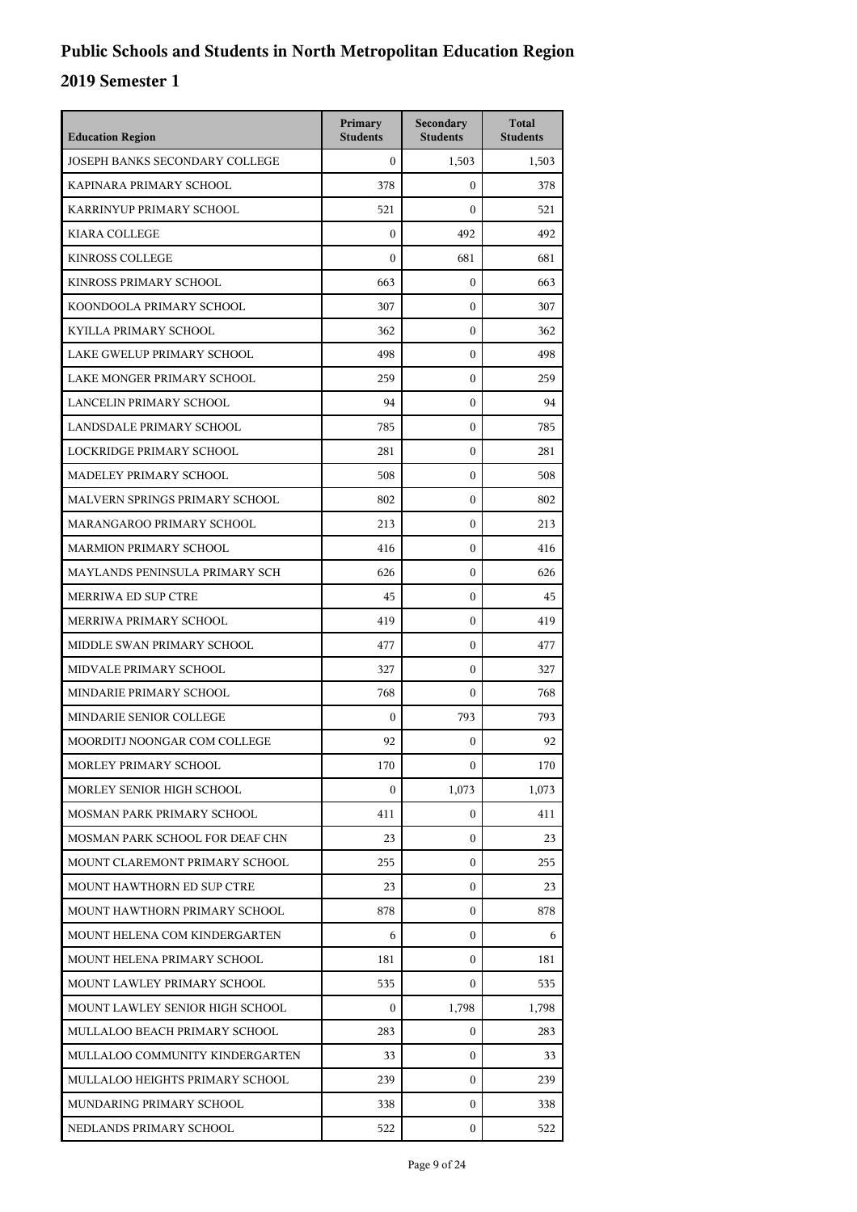# Public Schools and Students in North Metropolitan Education Region

## 2019 Semester 1

| Education Region | Primary Students | Secondary Students | Total Students |
|---|---|---|---|
| JOSEPH BANKS SECONDARY COLLEGE | 0 | 1,503 | 1,503 |
| KAPINARA PRIMARY SCHOOL | 378 | 0 | 378 |
| KARRINYUP PRIMARY SCHOOL | 521 | 0 | 521 |
| KIARA COLLEGE | 0 | 492 | 492 |
| KINROSS COLLEGE | 0 | 681 | 681 |
| KINROSS PRIMARY SCHOOL | 663 | 0 | 663 |
| KOONDOOLA PRIMARY SCHOOL | 307 | 0 | 307 |
| KYILLA PRIMARY SCHOOL | 362 | 0 | 362 |
| LAKE GWELUP PRIMARY SCHOOL | 498 | 0 | 498 |
| LAKE MONGER PRIMARY SCHOOL | 259 | 0 | 259 |
| LANCELIN PRIMARY SCHOOL | 94 | 0 | 94 |
| LANDSDALE PRIMARY SCHOOL | 785 | 0 | 785 |
| LOCKRIDGE PRIMARY SCHOOL | 281 | 0 | 281 |
| MADELEY PRIMARY SCHOOL | 508 | 0 | 508 |
| MALVERN SPRINGS PRIMARY SCHOOL | 802 | 0 | 802 |
| MARANGAROO PRIMARY SCHOOL | 213 | 0 | 213 |
| MARMION PRIMARY SCHOOL | 416 | 0 | 416 |
| MAYLANDS PENINSULA PRIMARY SCH | 626 | 0 | 626 |
| MERRIWA ED SUP CTRE | 45 | 0 | 45 |
| MERRIWA PRIMARY SCHOOL | 419 | 0 | 419 |
| MIDDLE SWAN PRIMARY SCHOOL | 477 | 0 | 477 |
| MIDVALE PRIMARY SCHOOL | 327 | 0 | 327 |
| MINDARIE PRIMARY SCHOOL | 768 | 0 | 768 |
| MINDARIE SENIOR COLLEGE | 0 | 793 | 793 |
| MOORDITJ NOONGAR COM COLLEGE | 92 | 0 | 92 |
| MORLEY PRIMARY SCHOOL | 170 | 0 | 170 |
| MORLEY SENIOR HIGH SCHOOL | 0 | 1,073 | 1,073 |
| MOSMAN PARK PRIMARY SCHOOL | 411 | 0 | 411 |
| MOSMAN PARK SCHOOL FOR DEAF CHN | 23 | 0 | 23 |
| MOUNT CLAREMONT PRIMARY SCHOOL | 255 | 0 | 255 |
| MOUNT HAWTHORN ED SUP CTRE | 23 | 0 | 23 |
| MOUNT HAWTHORN PRIMARY SCHOOL | 878 | 0 | 878 |
| MOUNT HELENA COM KINDERGARTEN | 6 | 0 | 6 |
| MOUNT HELENA PRIMARY SCHOOL | 181 | 0 | 181 |
| MOUNT LAWLEY PRIMARY SCHOOL | 535 | 0 | 535 |
| MOUNT LAWLEY SENIOR HIGH SCHOOL | 0 | 1,798 | 1,798 |
| MULLALOO BEACH PRIMARY SCHOOL | 283 | 0 | 283 |
| MULLALOO COMMUNITY KINDERGARTEN | 33 | 0 | 33 |
| MULLALOO HEIGHTS PRIMARY SCHOOL | 239 | 0 | 239 |
| MUNDARING PRIMARY SCHOOL | 338 | 0 | 338 |
| NEDLANDS PRIMARY SCHOOL | 522 | 0 | 522 |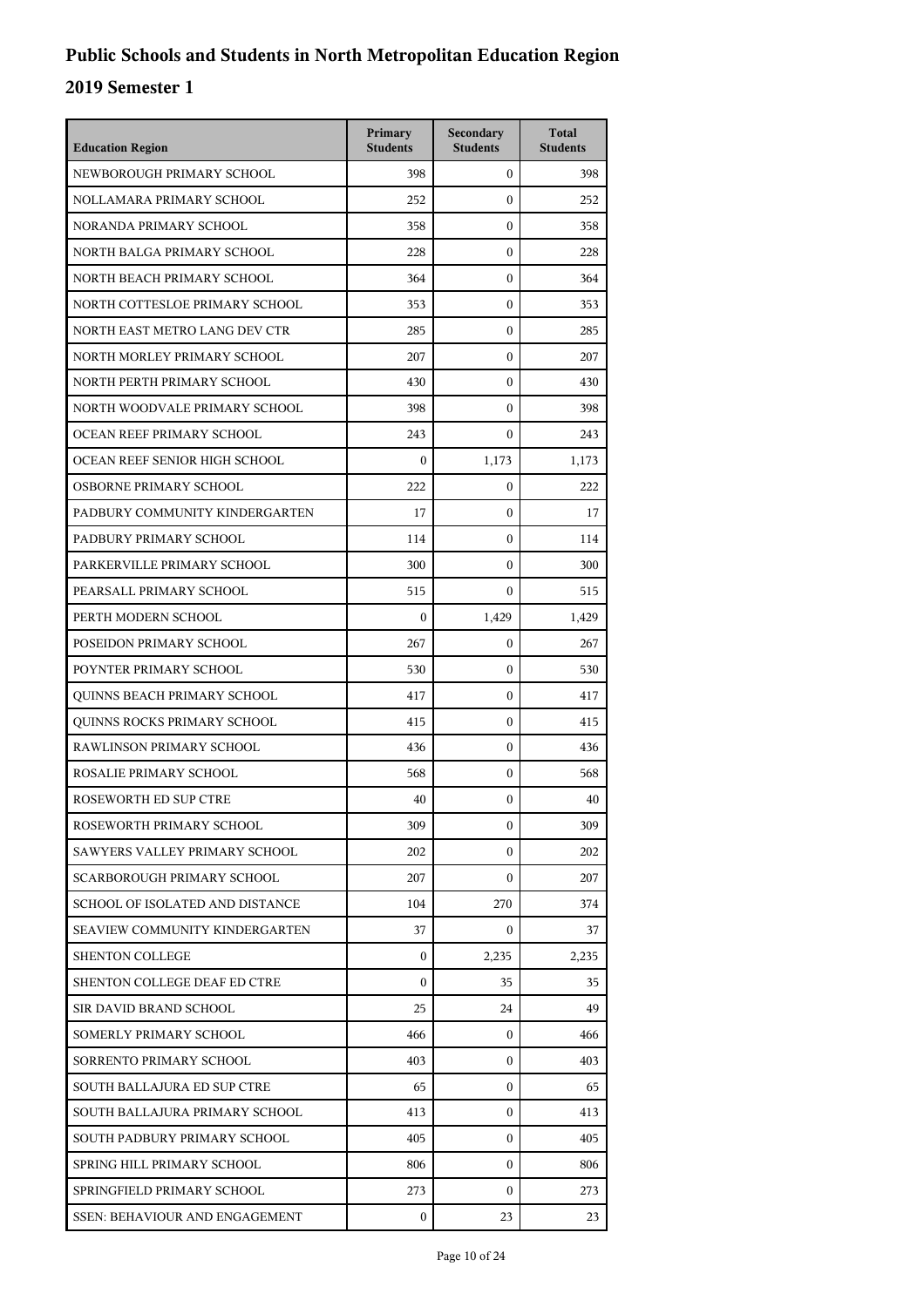# Public Schools and Students in North Metropolitan Education Region

## 2019 Semester 1

| Education Region | Primary Students | Secondary Students | Total Students |
|---|---|---|---|
| NEWBOROUGH PRIMARY SCHOOL | 398 | 0 | 398 |
| NOLLAMARA PRIMARY SCHOOL | 252 | 0 | 252 |
| NORANDA PRIMARY SCHOOL | 358 | 0 | 358 |
| NORTH BALGA PRIMARY SCHOOL | 228 | 0 | 228 |
| NORTH BEACH PRIMARY SCHOOL | 364 | 0 | 364 |
| NORTH COTTESLOE PRIMARY SCHOOL | 353 | 0 | 353 |
| NORTH EAST METRO LANG DEV CTR | 285 | 0 | 285 |
| NORTH MORLEY PRIMARY SCHOOL | 207 | 0 | 207 |
| NORTH PERTH PRIMARY SCHOOL | 430 | 0 | 430 |
| NORTH WOODVALE PRIMARY SCHOOL | 398 | 0 | 398 |
| OCEAN REEF PRIMARY SCHOOL | 243 | 0 | 243 |
| OCEAN REEF SENIOR HIGH SCHOOL | 0 | 1,173 | 1,173 |
| OSBORNE PRIMARY SCHOOL | 222 | 0 | 222 |
| PADBURY COMMUNITY KINDERGARTEN | 17 | 0 | 17 |
| PADBURY PRIMARY SCHOOL | 114 | 0 | 114 |
| PARKERVILLE PRIMARY SCHOOL | 300 | 0 | 300 |
| PEARSALL PRIMARY SCHOOL | 515 | 0 | 515 |
| PERTH MODERN SCHOOL | 0 | 1,429 | 1,429 |
| POSEIDON PRIMARY SCHOOL | 267 | 0 | 267 |
| POYNTER PRIMARY SCHOOL | 530 | 0 | 530 |
| QUINNS BEACH PRIMARY SCHOOL | 417 | 0 | 417 |
| QUINNS ROCKS PRIMARY SCHOOL | 415 | 0 | 415 |
| RAWLINSON PRIMARY SCHOOL | 436 | 0 | 436 |
| ROSALIE PRIMARY SCHOOL | 568 | 0 | 568 |
| ROSEWORTH ED SUP CTRE | 40 | 0 | 40 |
| ROSEWORTH PRIMARY SCHOOL | 309 | 0 | 309 |
| SAWYERS VALLEY PRIMARY SCHOOL | 202 | 0 | 202 |
| SCARBOROUGH PRIMARY SCHOOL | 207 | 0 | 207 |
| SCHOOL OF ISOLATED AND DISTANCE | 104 | 270 | 374 |
| SEAVIEW COMMUNITY KINDERGARTEN | 37 | 0 | 37 |
| SHENTON COLLEGE | 0 | 2,235 | 2,235 |
| SHENTON COLLEGE DEAF ED CTRE | 0 | 35 | 35 |
| SIR DAVID BRAND SCHOOL | 25 | 24 | 49 |
| SOMERLY PRIMARY SCHOOL | 466 | 0 | 466 |
| SORRENTO PRIMARY SCHOOL | 403 | 0 | 403 |
| SOUTH BALLAJURA ED SUP CTRE | 65 | 0 | 65 |
| SOUTH BALLAJURA PRIMARY SCHOOL | 413 | 0 | 413 |
| SOUTH PADBURY PRIMARY SCHOOL | 405 | 0 | 405 |
| SPRING HILL PRIMARY SCHOOL | 806 | 0 | 806 |
| SPRINGFIELD PRIMARY SCHOOL | 273 | 0 | 273 |
| SSEN: BEHAVIOUR AND ENGAGEMENT | 0 | 23 | 23 |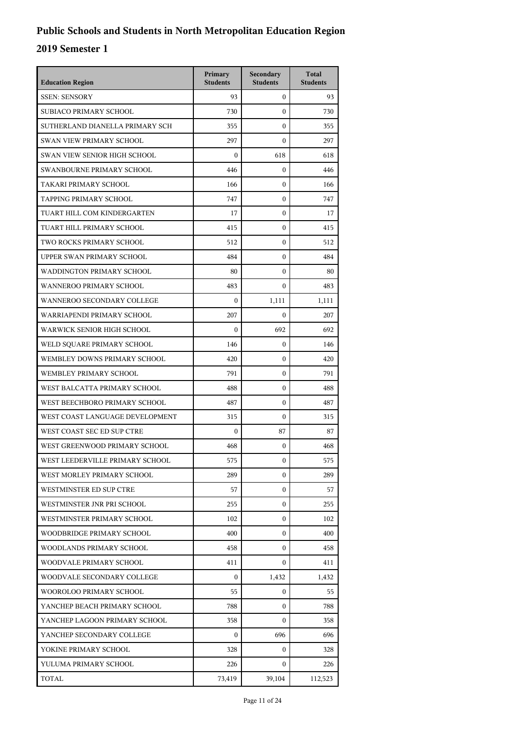# Public Schools and Students in North Metropolitan Education Region

## 2019 Semester 1

| Education Region | Primary Students | Secondary Students | Total Students |
|---|---|---|---|
| SSEN: SENSORY | 93 | 0 | 93 |
| SUBIACO PRIMARY SCHOOL | 730 | 0 | 730 |
| SUTHERLAND DIANELLA PRIMARY SCH | 355 | 0 | 355 |
| SWAN VIEW PRIMARY SCHOOL | 297 | 0 | 297 |
| SWAN VIEW SENIOR HIGH SCHOOL | 0 | 618 | 618 |
| SWANBOURNE PRIMARY SCHOOL | 446 | 0 | 446 |
| TAKARI PRIMARY SCHOOL | 166 | 0 | 166 |
| TAPPING PRIMARY SCHOOL | 747 | 0 | 747 |
| TUART HILL COM KINDERGARTEN | 17 | 0 | 17 |
| TUART HILL PRIMARY SCHOOL | 415 | 0 | 415 |
| TWO ROCKS PRIMARY SCHOOL | 512 | 0 | 512 |
| UPPER SWAN PRIMARY SCHOOL | 484 | 0 | 484 |
| WADDINGTON PRIMARY SCHOOL | 80 | 0 | 80 |
| WANNEROO PRIMARY SCHOOL | 483 | 0 | 483 |
| WANNEROO SECONDARY COLLEGE | 0 | 1,111 | 1,111 |
| WARRIAPENDI PRIMARY SCHOOL | 207 | 0 | 207 |
| WARWICK SENIOR HIGH SCHOOL | 0 | 692 | 692 |
| WELD SQUARE PRIMARY SCHOOL | 146 | 0 | 146 |
| WEMBLEY DOWNS PRIMARY SCHOOL | 420 | 0 | 420 |
| WEMBLEY PRIMARY SCHOOL | 791 | 0 | 791 |
| WEST BALCATTA PRIMARY SCHOOL | 488 | 0 | 488 |
| WEST BEECHBORO PRIMARY SCHOOL | 487 | 0 | 487 |
| WEST COAST LANGUAGE DEVELOPMENT | 315 | 0 | 315 |
| WEST COAST SEC ED SUP CTRE | 0 | 87 | 87 |
| WEST GREENWOOD PRIMARY SCHOOL | 468 | 0 | 468 |
| WEST LEEDERVILLE PRIMARY SCHOOL | 575 | 0 | 575 |
| WEST MORLEY PRIMARY SCHOOL | 289 | 0 | 289 |
| WESTMINSTER ED SUP CTRE | 57 | 0 | 57 |
| WESTMINSTER JNR PRI SCHOOL | 255 | 0 | 255 |
| WESTMINSTER PRIMARY SCHOOL | 102 | 0 | 102 |
| WOODBRIDGE PRIMARY SCHOOL | 400 | 0 | 400 |
| WOODLANDS PRIMARY SCHOOL | 458 | 0 | 458 |
| WOODVALE PRIMARY SCHOOL | 411 | 0 | 411 |
| WOODVALE SECONDARY COLLEGE | 0 | 1,432 | 1,432 |
| WOOROLOO PRIMARY SCHOOL | 55 | 0 | 55 |
| YANCHEP BEACH PRIMARY SCHOOL | 788 | 0 | 788 |
| YANCHEP LAGOON PRIMARY SCHOOL | 358 | 0 | 358 |
| YANCHEP SECONDARY COLLEGE | 0 | 696 | 696 |
| YOKINE PRIMARY SCHOOL | 328 | 0 | 328 |
| YULUMA PRIMARY SCHOOL | 226 | 0 | 226 |
| TOTAL | 73,419 | 39,104 | 112,523 |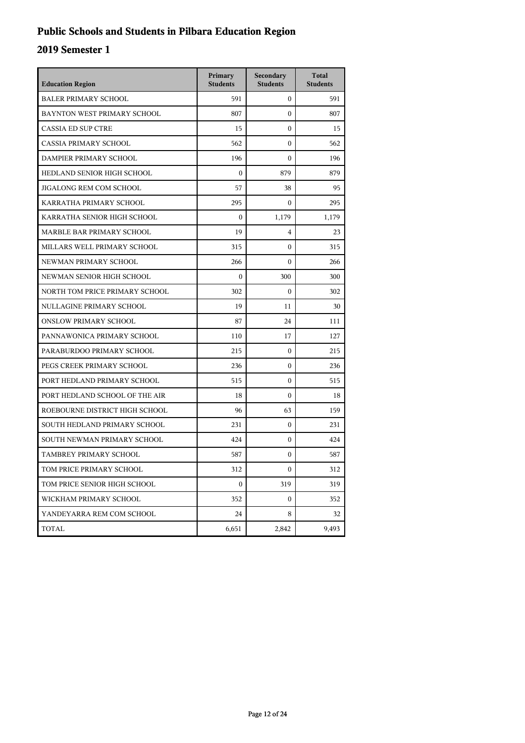# Public Schools and Students in Pilbara Education Region

## 2019 Semester 1

| Education Region | Primary Students | Secondary Students | Total Students |
|---|---|---|---|
| BALER PRIMARY SCHOOL | 591 | 0 | 591 |
| BAYNTON WEST PRIMARY SCHOOL | 807 | 0 | 807 |
| CASSIA ED SUP CTRE | 15 | 0 | 15 |
| CASSIA PRIMARY SCHOOL | 562 | 0 | 562 |
| DAMPIER PRIMARY SCHOOL | 196 | 0 | 196 |
| HEDLAND SENIOR HIGH SCHOOL | 0 | 879 | 879 |
| JIGALONG REM COM SCHOOL | 57 | 38 | 95 |
| KARRATHA PRIMARY SCHOOL | 295 | 0 | 295 |
| KARRATHA SENIOR HIGH SCHOOL | 0 | 1,179 | 1,179 |
| MARBLE BAR PRIMARY SCHOOL | 19 | 4 | 23 |
| MILLARS WELL PRIMARY SCHOOL | 315 | 0 | 315 |
| NEWMAN PRIMARY SCHOOL | 266 | 0 | 266 |
| NEWMAN SENIOR HIGH SCHOOL | 0 | 300 | 300 |
| NORTH TOM PRICE PRIMARY SCHOOL | 302 | 0 | 302 |
| NULLAGINE PRIMARY SCHOOL | 19 | 11 | 30 |
| ONSLOW PRIMARY SCHOOL | 87 | 24 | 111 |
| PANNAWONICA PRIMARY SCHOOL | 110 | 17 | 127 |
| PARABURDOO PRIMARY SCHOOL | 215 | 0 | 215 |
| PEGS CREEK PRIMARY SCHOOL | 236 | 0 | 236 |
| PORT HEDLAND PRIMARY SCHOOL | 515 | 0 | 515 |
| PORT HEDLAND SCHOOL OF THE AIR | 18 | 0 | 18 |
| ROEBOURNE DISTRICT HIGH SCHOOL | 96 | 63 | 159 |
| SOUTH HEDLAND PRIMARY SCHOOL | 231 | 0 | 231 |
| SOUTH NEWMAN PRIMARY SCHOOL | 424 | 0 | 424 |
| TAMBREY PRIMARY SCHOOL | 587 | 0 | 587 |
| TOM PRICE PRIMARY SCHOOL | 312 | 0 | 312 |
| TOM PRICE SENIOR HIGH SCHOOL | 0 | 319 | 319 |
| WICKHAM PRIMARY SCHOOL | 352 | 0 | 352 |
| YANDEYARRA REM COM SCHOOL | 24 | 8 | 32 |
| TOTAL | 6,651 | 2,842 | 9,493 |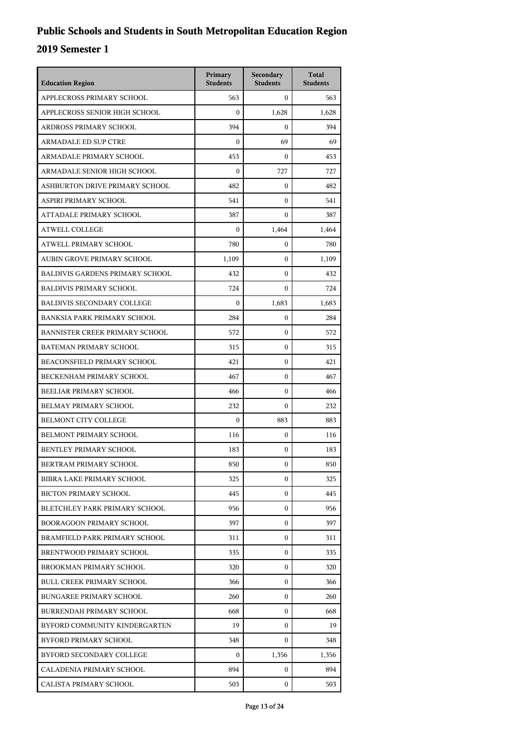# Public Schools and Students in South Metropolitan Education Region

## 2019 Semester 1

| Education Region | Primary Students | Secondary Students | Total Students |
| --- | --- | --- | --- |
| APPLECROSS PRIMARY SCHOOL | 563 | 0 | 563 |
| APPLECROSS SENIOR HIGH SCHOOL | 0 | 1,628 | 1,628 |
| ARDROSS PRIMARY SCHOOL | 394 | 0 | 394 |
| ARMADALE ED SUP CTRE | 0 | 69 | 69 |
| ARMADALE PRIMARY SCHOOL | 453 | 0 | 453 |
| ARMADALE SENIOR HIGH SCHOOL | 0 | 727 | 727 |
| ASHBURTON DRIVE PRIMARY SCHOOL | 482 | 0 | 482 |
| ASPIRI PRIMARY SCHOOL | 541 | 0 | 541 |
| ATTADALE PRIMARY SCHOOL | 387 | 0 | 387 |
| ATWELL COLLEGE | 0 | 1,464 | 1,464 |
| ATWELL PRIMARY SCHOOL | 780 | 0 | 780 |
| AUBIN GROVE PRIMARY SCHOOL | 1,109 | 0 | 1,109 |
| BALDIVIS GARDENS PRIMARY SCHOOL | 432 | 0 | 432 |
| BALDIVIS PRIMARY SCHOOL | 724 | 0 | 724 |
| BALDIVIS SECONDARY COLLEGE | 0 | 1,683 | 1,683 |
| BANKSIA PARK PRIMARY SCHOOL | 284 | 0 | 284 |
| BANNISTER CREEK PRIMARY SCHOOL | 572 | 0 | 572 |
| BATEMAN PRIMARY SCHOOL | 315 | 0 | 315 |
| BEACONSFIELD PRIMARY SCHOOL | 421 | 0 | 421 |
| BECKENHAM PRIMARY SCHOOL | 467 | 0 | 467 |
| BEELIAR PRIMARY SCHOOL | 466 | 0 | 466 |
| BELMAY PRIMARY SCHOOL | 232 | 0 | 232 |
| BELMONT CITY COLLEGE | 0 | 883 | 883 |
| BELMONT PRIMARY SCHOOL | 116 | 0 | 116 |
| BENTLEY PRIMARY SCHOOL | 183 | 0 | 183 |
| BERTRAM PRIMARY SCHOOL | 850 | 0 | 850 |
| BIBRA LAKE PRIMARY SCHOOL | 325 | 0 | 325 |
| BICTON PRIMARY SCHOOL | 445 | 0 | 445 |
| BLETCHLEY PARK PRIMARY SCHOOL | 956 | 0 | 956 |
| BOORAGOON PRIMARY SCHOOL | 397 | 0 | 397 |
| BRAMFIELD PARK PRIMARY SCHOOL | 311 | 0 | 311 |
| BRENTWOOD PRIMARY SCHOOL | 335 | 0 | 335 |
| BROOKMAN PRIMARY SCHOOL | 320 | 0 | 320 |
| BULL CREEK PRIMARY SCHOOL | 366 | 0 | 366 |
| BUNGAREE PRIMARY SCHOOL | 260 | 0 | 260 |
| BURRENDAH PRIMARY SCHOOL | 668 | 0 | 668 |
| BYFORD COMMUNITY KINDERGARTEN | 19 | 0 | 19 |
| BYFORD PRIMARY SCHOOL | 348 | 0 | 348 |
| BYFORD SECONDARY COLLEGE | 0 | 1,356 | 1,356 |
| CALADENIA PRIMARY SCHOOL | 894 | 0 | 894 |
| CALISTA PRIMARY SCHOOL | 503 | 0 | 503 |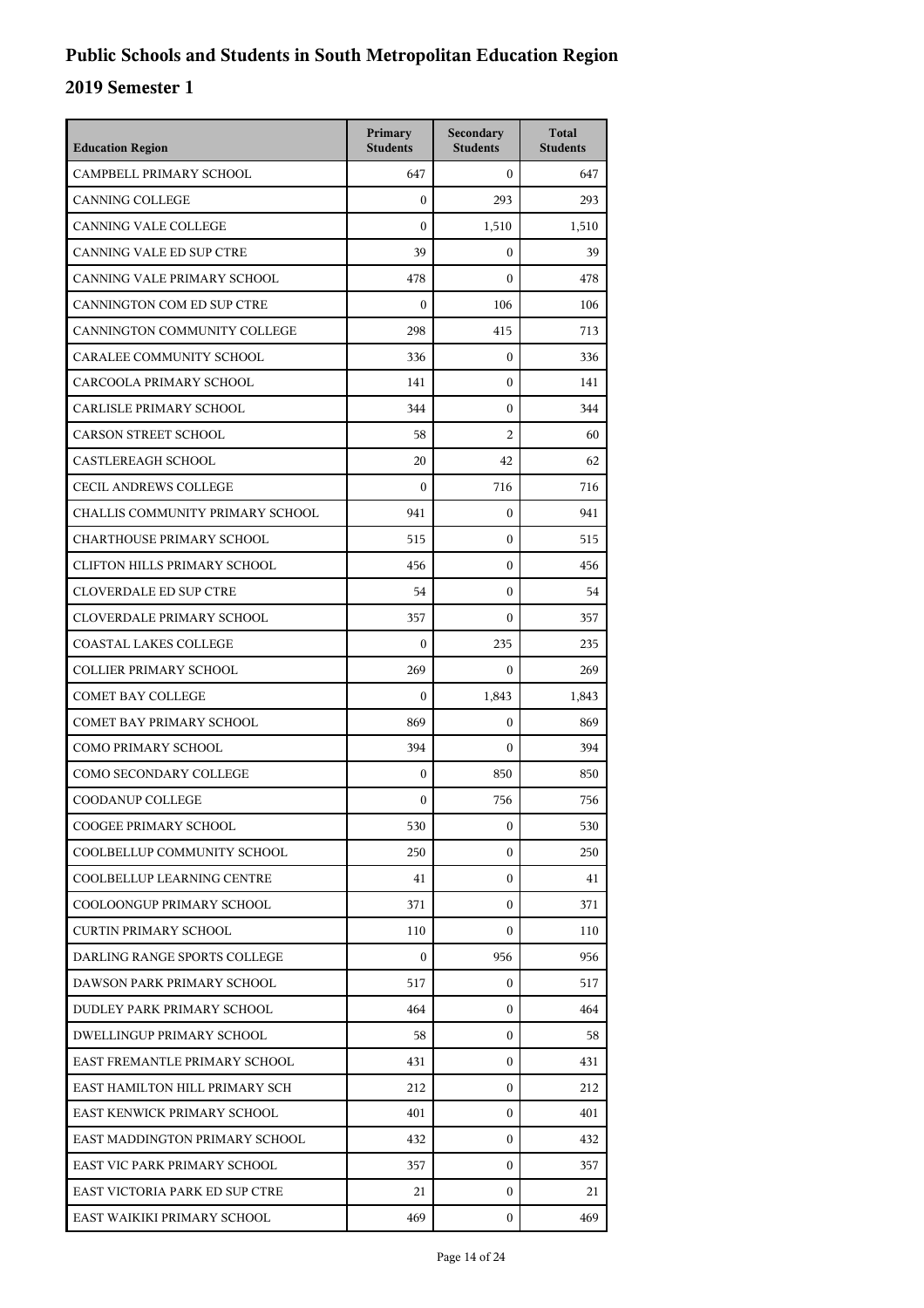# Public Schools and Students in South Metropolitan Education Region

## 2019 Semester 1

| Education Region | Primary Students | Secondary Students | Total Students |
| --- | --- | --- | --- |
| CAMPBELL PRIMARY SCHOOL | 647 | 0 | 647 |
| CANNING COLLEGE | 0 | 293 | 293 |
| CANNING VALE COLLEGE | 0 | 1,510 | 1,510 |
| CANNING VALE ED SUP CTRE | 39 | 0 | 39 |
| CANNING VALE PRIMARY SCHOOL | 478 | 0 | 478 |
| CANNINGTON COM ED SUP CTRE | 0 | 106 | 106 |
| CANNINGTON COMMUNITY COLLEGE | 298 | 415 | 713 |
| CARALEE COMMUNITY SCHOOL | 336 | 0 | 336 |
| CARCOOLA PRIMARY SCHOOL | 141 | 0 | 141 |
| CARLISLE PRIMARY SCHOOL | 344 | 0 | 344 |
| CARSON STREET SCHOOL | 58 | 2 | 60 |
| CASTLEREAGH SCHOOL | 20 | 42 | 62 |
| CECIL ANDREWS COLLEGE | 0 | 716 | 716 |
| CHALLIS COMMUNITY PRIMARY SCHOOL | 941 | 0 | 941 |
| CHARTHOUSE PRIMARY SCHOOL | 515 | 0 | 515 |
| CLIFTON HILLS PRIMARY SCHOOL | 456 | 0 | 456 |
| CLOVERDALE ED SUP CTRE | 54 | 0 | 54 |
| CLOVERDALE PRIMARY SCHOOL | 357 | 0 | 357 |
| COASTAL LAKES COLLEGE | 0 | 235 | 235 |
| COLLIER PRIMARY SCHOOL | 269 | 0 | 269 |
| COMET BAY COLLEGE | 0 | 1,843 | 1,843 |
| COMET BAY PRIMARY SCHOOL | 869 | 0 | 869 |
| COMO PRIMARY SCHOOL | 394 | 0 | 394 |
| COMO SECONDARY COLLEGE | 0 | 850 | 850 |
| COODANUP COLLEGE | 0 | 756 | 756 |
| COOGEE PRIMARY SCHOOL | 530 | 0 | 530 |
| COOLBELLUP COMMUNITY SCHOOL | 250 | 0 | 250 |
| COOLBELLUP LEARNING CENTRE | 41 | 0 | 41 |
| COOLOONGUP PRIMARY SCHOOL | 371 | 0 | 371 |
| CURTIN PRIMARY SCHOOL | 110 | 0 | 110 |
| DARLING RANGE SPORTS COLLEGE | 0 | 956 | 956 |
| DAWSON PARK PRIMARY SCHOOL | 517 | 0 | 517 |
| DUDLEY PARK PRIMARY SCHOOL | 464 | 0 | 464 |
| DWELLINGUP PRIMARY SCHOOL | 58 | 0 | 58 |
| EAST FREMANTLE PRIMARY SCHOOL | 431 | 0 | 431 |
| EAST HAMILTON HILL PRIMARY SCH | 212 | 0 | 212 |
| EAST KENWICK PRIMARY SCHOOL | 401 | 0 | 401 |
| EAST MADDINGTON PRIMARY SCHOOL | 432 | 0 | 432 |
| EAST VIC PARK PRIMARY SCHOOL | 357 | 0 | 357 |
| EAST VICTORIA PARK ED SUP CTRE | 21 | 0 | 21 |
| EAST WAIKIKI PRIMARY SCHOOL | 469 | 0 | 469 |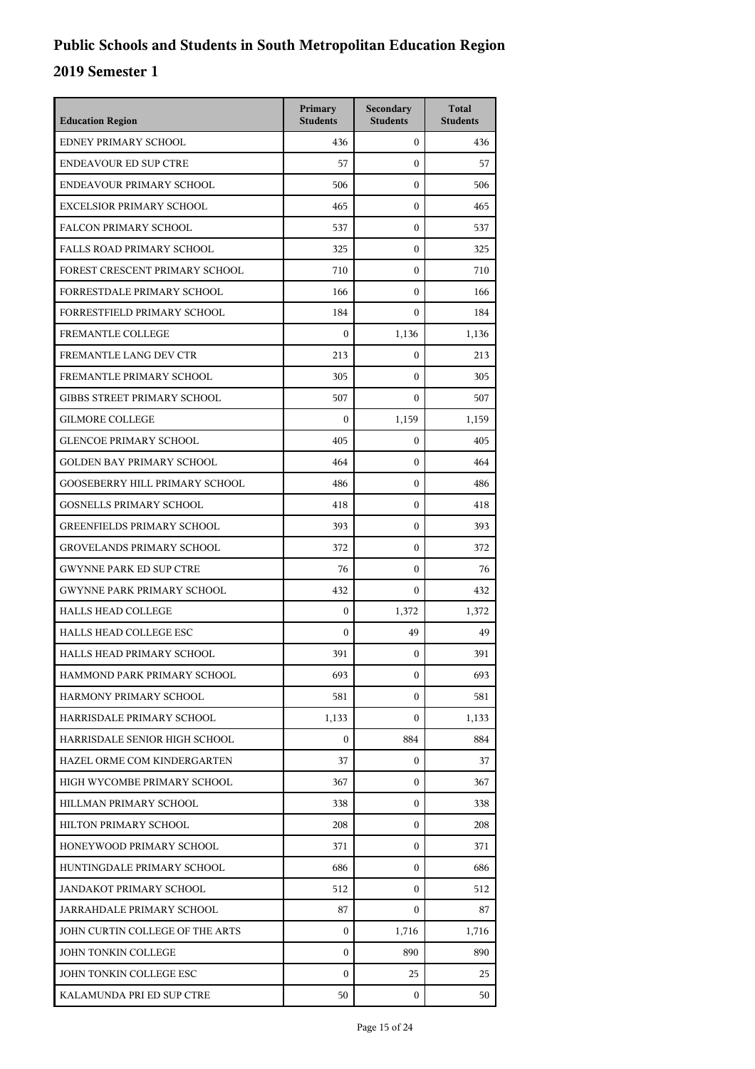# Public Schools and Students in South Metropolitan Education Region

## 2019 Semester 1

| Education Region | Primary Students | Secondary Students | Total Students |
| --- | --- | --- | --- |
| EDNEY PRIMARY SCHOOL | 436 | 0 | 436 |
| ENDEAVOUR ED SUP CTRE | 57 | 0 | 57 |
| ENDEAVOUR PRIMARY SCHOOL | 506 | 0 | 506 |
| EXCELSIOR PRIMARY SCHOOL | 465 | 0 | 465 |
| FALCON PRIMARY SCHOOL | 537 | 0 | 537 |
| FALLS ROAD PRIMARY SCHOOL | 325 | 0 | 325 |
| FOREST CRESCENT PRIMARY SCHOOL | 710 | 0 | 710 |
| FORRESTDALE PRIMARY SCHOOL | 166 | 0 | 166 |
| FORRESTFIELD PRIMARY SCHOOL | 184 | 0 | 184 |
| FREMANTLE COLLEGE | 0 | 1,136 | 1,136 |
| FREMANTLE LANG DEV CTR | 213 | 0 | 213 |
| FREMANTLE PRIMARY SCHOOL | 305 | 0 | 305 |
| GIBBS STREET PRIMARY SCHOOL | 507 | 0 | 507 |
| GILMORE COLLEGE | 0 | 1,159 | 1,159 |
| GLENCOE PRIMARY SCHOOL | 405 | 0 | 405 |
| GOLDEN BAY PRIMARY SCHOOL | 464 | 0 | 464 |
| GOOSEBERRY HILL PRIMARY SCHOOL | 486 | 0 | 486 |
| GOSNELLS PRIMARY SCHOOL | 418 | 0 | 418 |
| GREENFIELDS PRIMARY SCHOOL | 393 | 0 | 393 |
| GROVELANDS PRIMARY SCHOOL | 372 | 0 | 372 |
| GWYNNE PARK ED SUP CTRE | 76 | 0 | 76 |
| GWYNNE PARK PRIMARY SCHOOL | 432 | 0 | 432 |
| HALLS HEAD COLLEGE | 0 | 1,372 | 1,372 |
| HALLS HEAD COLLEGE ESC | 0 | 49 | 49 |
| HALLS HEAD PRIMARY SCHOOL | 391 | 0 | 391 |
| HAMMOND PARK PRIMARY SCHOOL | 693 | 0 | 693 |
| HARMONY PRIMARY SCHOOL | 581 | 0 | 581 |
| HARRISDALE PRIMARY SCHOOL | 1,133 | 0 | 1,133 |
| HARRISDALE SENIOR HIGH SCHOOL | 0 | 884 | 884 |
| HAZEL ORME COM KINDERGARTEN | 37 | 0 | 37 |
| HIGH WYCOMBE PRIMARY SCHOOL | 367 | 0 | 367 |
| HILLMAN PRIMARY SCHOOL | 338 | 0 | 338 |
| HILTON PRIMARY SCHOOL | 208 | 0 | 208 |
| HONEYWOOD PRIMARY SCHOOL | 371 | 0 | 371 |
| HUNTINGDALE PRIMARY SCHOOL | 686 | 0 | 686 |
| JANDAKOT PRIMARY SCHOOL | 512 | 0 | 512 |
| JARRAHDALE PRIMARY SCHOOL | 87 | 0 | 87 |
| JOHN CURTIN COLLEGE OF THE ARTS | 0 | 1,716 | 1,716 |
| JOHN TONKIN COLLEGE | 0 | 890 | 890 |
| JOHN TONKIN COLLEGE ESC | 0 | 25 | 25 |
| KALAMUNDA PRI ED SUP CTRE | 50 | 0 | 50 |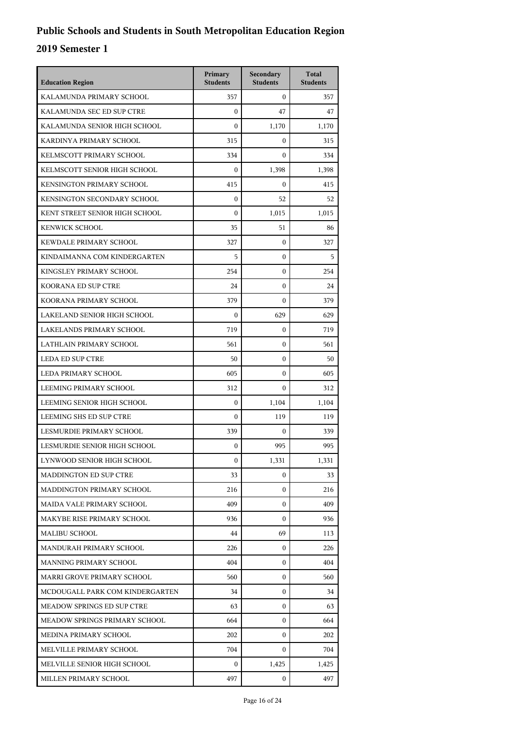# Public Schools and Students in South Metropolitan Education Region

## 2019 Semester 1

| Education Region | Primary Students | Secondary Students | Total Students |
|---|---|---|---|
| KALAMUNDA PRIMARY SCHOOL | 357 | 0 | 357 |
| KALAMUNDA SEC ED SUP CTRE | 0 | 47 | 47 |
| KALAMUNDA SENIOR HIGH SCHOOL | 0 | 1,170 | 1,170 |
| KARDINYA PRIMARY SCHOOL | 315 | 0 | 315 |
| KELMSCOTT PRIMARY SCHOOL | 334 | 0 | 334 |
| KELMSCOTT SENIOR HIGH SCHOOL | 0 | 1,398 | 1,398 |
| KENSINGTON PRIMARY SCHOOL | 415 | 0 | 415 |
| KENSINGTON SECONDARY SCHOOL | 0 | 52 | 52 |
| KENT STREET SENIOR HIGH SCHOOL | 0 | 1,015 | 1,015 |
| KENWICK SCHOOL | 35 | 51 | 86 |
| KEWDALE PRIMARY SCHOOL | 327 | 0 | 327 |
| KINDAIMANNA COM KINDERGARTEN | 5 | 0 | 5 |
| KINGSLEY PRIMARY SCHOOL | 254 | 0 | 254 |
| KOORANA ED SUP CTRE | 24 | 0 | 24 |
| KOORANA PRIMARY SCHOOL | 379 | 0 | 379 |
| LAKELAND SENIOR HIGH SCHOOL | 0 | 629 | 629 |
| LAKELANDS PRIMARY SCHOOL | 719 | 0 | 719 |
| LATHLAIN PRIMARY SCHOOL | 561 | 0 | 561 |
| LEDA ED SUP CTRE | 50 | 0 | 50 |
| LEDA PRIMARY SCHOOL | 605 | 0 | 605 |
| LEEMING PRIMARY SCHOOL | 312 | 0 | 312 |
| LEEMING SENIOR HIGH SCHOOL | 0 | 1,104 | 1,104 |
| LEEMING SHS ED SUP CTRE | 0 | 119 | 119 |
| LESMURDIE PRIMARY SCHOOL | 339 | 0 | 339 |
| LESMURDIE SENIOR HIGH SCHOOL | 0 | 995 | 995 |
| LYNWOOD SENIOR HIGH SCHOOL | 0 | 1,331 | 1,331 |
| MADDINGTON ED SUP CTRE | 33 | 0 | 33 |
| MADDINGTON PRIMARY SCHOOL | 216 | 0 | 216 |
| MAIDA VALE PRIMARY SCHOOL | 409 | 0 | 409 |
| MAKYBE RISE PRIMARY SCHOOL | 936 | 0 | 936 |
| MALIBU SCHOOL | 44 | 69 | 113 |
| MANDURAH PRIMARY SCHOOL | 226 | 0 | 226 |
| MANNING PRIMARY SCHOOL | 404 | 0 | 404 |
| MARRI GROVE PRIMARY SCHOOL | 560 | 0 | 560 |
| MCDOUGALL PARK COM KINDERGARTEN | 34 | 0 | 34 |
| MEADOW SPRINGS ED SUP CTRE | 63 | 0 | 63 |
| MEADOW SPRINGS PRIMARY SCHOOL | 664 | 0 | 664 |
| MEDINA PRIMARY SCHOOL | 202 | 0 | 202 |
| MELVILLE PRIMARY SCHOOL | 704 | 0 | 704 |
| MELVILLE SENIOR HIGH SCHOOL | 0 | 1,425 | 1,425 |
| MILLEN PRIMARY SCHOOL | 497 | 0 | 497 |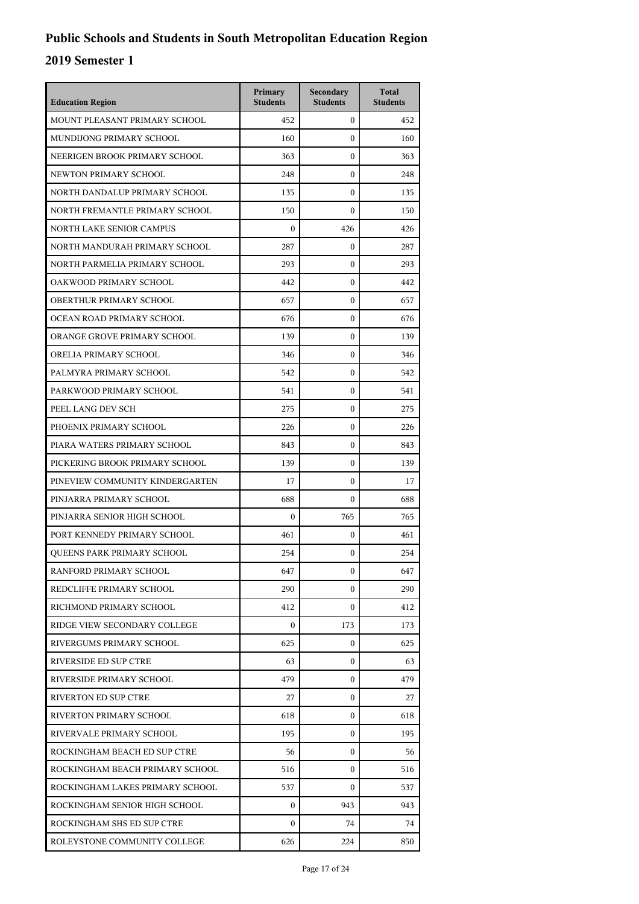# Public Schools and Students in South Metropolitan Education Region

## 2019 Semester 1

| Education Region | Primary Students | Secondary Students | Total Students |
|---|---|---|---|
| MOUNT PLEASANT PRIMARY SCHOOL | 452 | 0 | 452 |
| MUNDIJONG PRIMARY SCHOOL | 160 | 0 | 160 |
| NEERIGEN BROOK PRIMARY SCHOOL | 363 | 0 | 363 |
| NEWTON PRIMARY SCHOOL | 248 | 0 | 248 |
| NORTH DANDALUP PRIMARY SCHOOL | 135 | 0 | 135 |
| NORTH FREMANTLE PRIMARY SCHOOL | 150 | 0 | 150 |
| NORTH LAKE SENIOR CAMPUS | 0 | 426 | 426 |
| NORTH MANDURAH PRIMARY SCHOOL | 287 | 0 | 287 |
| NORTH PARMELIA PRIMARY SCHOOL | 293 | 0 | 293 |
| OAKWOOD PRIMARY SCHOOL | 442 | 0 | 442 |
| OBERTHUR PRIMARY SCHOOL | 657 | 0 | 657 |
| OCEAN ROAD PRIMARY SCHOOL | 676 | 0 | 676 |
| ORANGE GROVE PRIMARY SCHOOL | 139 | 0 | 139 |
| ORELIA PRIMARY SCHOOL | 346 | 0 | 346 |
| PALMYRA PRIMARY SCHOOL | 542 | 0 | 542 |
| PARKWOOD PRIMARY SCHOOL | 541 | 0 | 541 |
| PEEL LANG DEV SCH | 275 | 0 | 275 |
| PHOENIX PRIMARY SCHOOL | 226 | 0 | 226 |
| PIARA WATERS PRIMARY SCHOOL | 843 | 0 | 843 |
| PICKERING BROOK PRIMARY SCHOOL | 139 | 0 | 139 |
| PINEVIEW COMMUNITY KINDERGARTEN | 17 | 0 | 17 |
| PINJARRA PRIMARY SCHOOL | 688 | 0 | 688 |
| PINJARRA SENIOR HIGH SCHOOL | 0 | 765 | 765 |
| PORT KENNEDY PRIMARY SCHOOL | 461 | 0 | 461 |
| QUEENS PARK PRIMARY SCHOOL | 254 | 0 | 254 |
| RANFORD PRIMARY SCHOOL | 647 | 0 | 647 |
| REDCLIFFE PRIMARY SCHOOL | 290 | 0 | 290 |
| RICHMOND PRIMARY SCHOOL | 412 | 0 | 412 |
| RIDGE VIEW SECONDARY COLLEGE | 0 | 173 | 173 |
| RIVERGUMS PRIMARY SCHOOL | 625 | 0 | 625 |
| RIVERSIDE ED SUP CTRE | 63 | 0 | 63 |
| RIVERSIDE PRIMARY SCHOOL | 479 | 0 | 479 |
| RIVERTON ED SUP CTRE | 27 | 0 | 27 |
| RIVERTON PRIMARY SCHOOL | 618 | 0 | 618 |
| RIVERVALE PRIMARY SCHOOL | 195 | 0 | 195 |
| ROCKINGHAM BEACH ED SUP CTRE | 56 | 0 | 56 |
| ROCKINGHAM BEACH PRIMARY SCHOOL | 516 | 0 | 516 |
| ROCKINGHAM LAKES PRIMARY SCHOOL | 537 | 0 | 537 |
| ROCKINGHAM SENIOR HIGH SCHOOL | 0 | 943 | 943 |
| ROCKINGHAM SHS ED SUP CTRE | 0 | 74 | 74 |
| ROLEYSTONE COMMUNITY COLLEGE | 626 | 224 | 850 |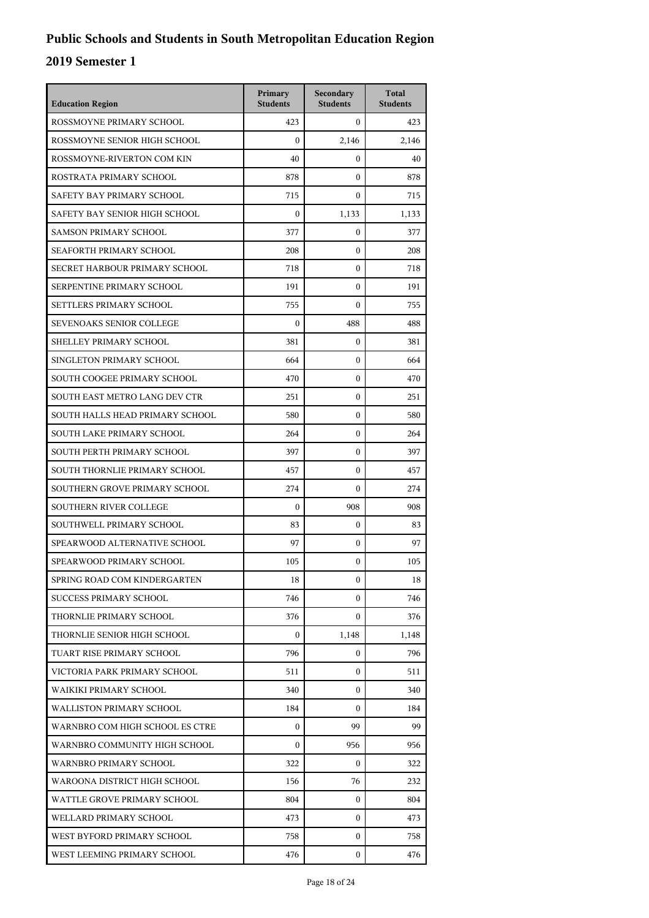# Public Schools and Students in South Metropolitan Education Region

## 2019 Semester 1

| Education Region | Primary Students | Secondary Students | Total Students |
| --- | --- | --- | --- |
| ROSSMOYNE PRIMARY SCHOOL | 423 | 0 | 423 |
| ROSSMOYNE SENIOR HIGH SCHOOL | 0 | 2,146 | 2,146 |
| ROSSMOYNE-RIVERTON COM KIN | 40 | 0 | 40 |
| ROSTRATA PRIMARY SCHOOL | 878 | 0 | 878 |
| SAFETY BAY PRIMARY SCHOOL | 715 | 0 | 715 |
| SAFETY BAY SENIOR HIGH SCHOOL | 0 | 1,133 | 1,133 |
| SAMSON PRIMARY SCHOOL | 377 | 0 | 377 |
| SEAFORTH PRIMARY SCHOOL | 208 | 0 | 208 |
| SECRET HARBOUR PRIMARY SCHOOL | 718 | 0 | 718 |
| SERPENTINE PRIMARY SCHOOL | 191 | 0 | 191 |
| SETTLERS PRIMARY SCHOOL | 755 | 0 | 755 |
| SEVENOAKS SENIOR COLLEGE | 0 | 488 | 488 |
| SHELLEY PRIMARY SCHOOL | 381 | 0 | 381 |
| SINGLETON PRIMARY SCHOOL | 664 | 0 | 664 |
| SOUTH COOGEE PRIMARY SCHOOL | 470 | 0 | 470 |
| SOUTH EAST METRO LANG DEV CTR | 251 | 0 | 251 |
| SOUTH HALLS HEAD PRIMARY SCHOOL | 580 | 0 | 580 |
| SOUTH LAKE PRIMARY SCHOOL | 264 | 0 | 264 |
| SOUTH PERTH PRIMARY SCHOOL | 397 | 0 | 397 |
| SOUTH THORNLIE PRIMARY SCHOOL | 457 | 0 | 457 |
| SOUTHERN GROVE PRIMARY SCHOOL | 274 | 0 | 274 |
| SOUTHERN RIVER COLLEGE | 0 | 908 | 908 |
| SOUTHWELL PRIMARY SCHOOL | 83 | 0 | 83 |
| SPEARWOOD ALTERNATIVE SCHOOL | 97 | 0 | 97 |
| SPEARWOOD PRIMARY SCHOOL | 105 | 0 | 105 |
| SPRING ROAD COM KINDERGARTEN | 18 | 0 | 18 |
| SUCCESS PRIMARY SCHOOL | 746 | 0 | 746 |
| THORNLIE PRIMARY SCHOOL | 376 | 0 | 376 |
| THORNLIE SENIOR HIGH SCHOOL | 0 | 1,148 | 1,148 |
| TUART RISE PRIMARY SCHOOL | 796 | 0 | 796 |
| VICTORIA PARK PRIMARY SCHOOL | 511 | 0 | 511 |
| WAIKIKI PRIMARY SCHOOL | 340 | 0 | 340 |
| WALLISTON PRIMARY SCHOOL | 184 | 0 | 184 |
| WARNBRO COM HIGH SCHOOL ES CTRE | 0 | 99 | 99 |
| WARNBRO COMMUNITY HIGH SCHOOL | 0 | 956 | 956 |
| WARNBRO PRIMARY SCHOOL | 322 | 0 | 322 |
| WAROONA DISTRICT HIGH SCHOOL | 156 | 76 | 232 |
| WATTLE GROVE PRIMARY SCHOOL | 804 | 0 | 804 |
| WELLARD PRIMARY SCHOOL | 473 | 0 | 473 |
| WEST BYFORD PRIMARY SCHOOL | 758 | 0 | 758 |
| WEST LEEMING PRIMARY SCHOOL | 476 | 0 | 476 |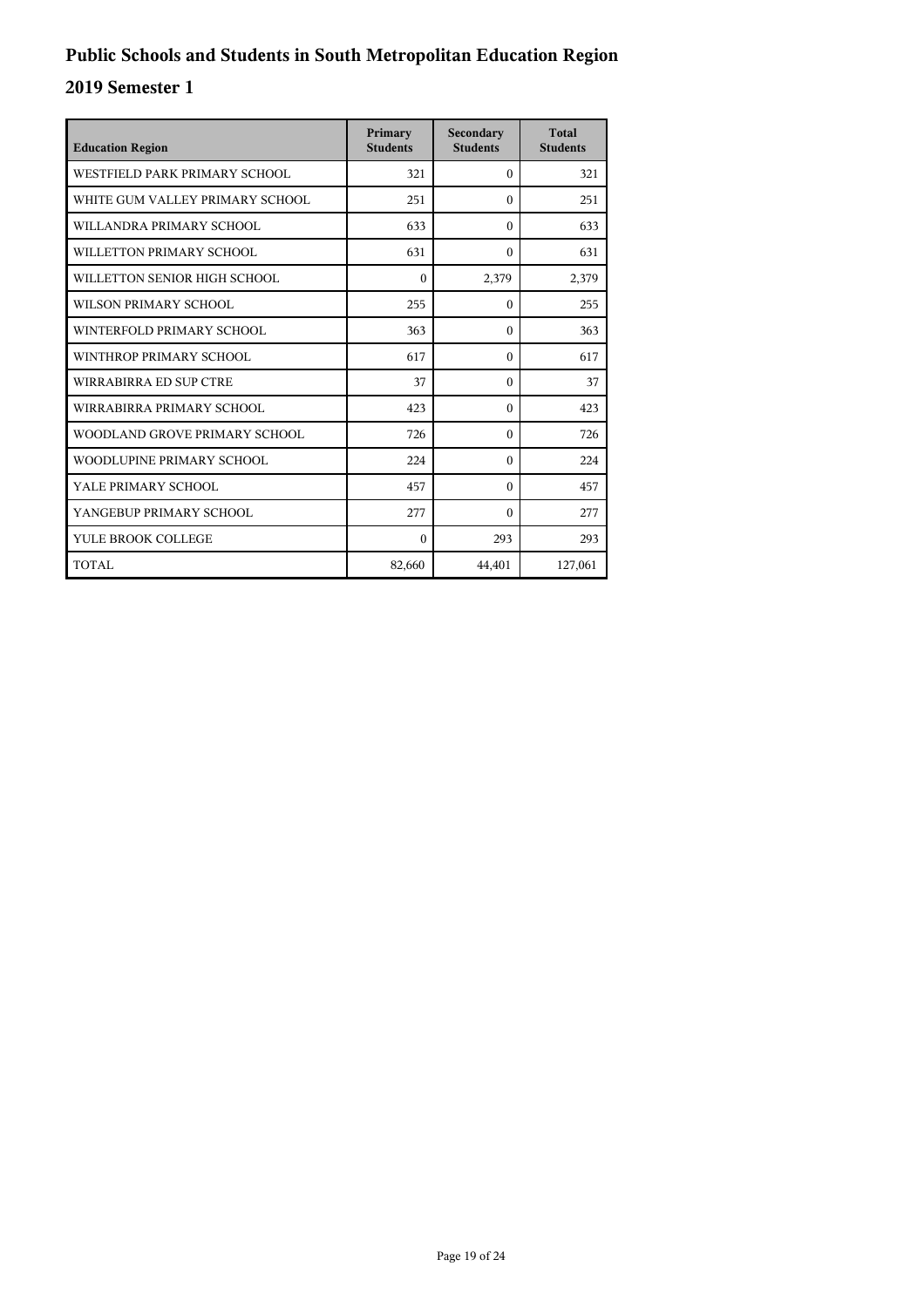# Public Schools and Students in South Metropolitan Education Region

## 2019 Semester 1

| Education Region | Primary Students | Secondary Students | Total Students |
|---|---|---|---|
| WESTFIELD PARK PRIMARY SCHOOL | 321 | 0 | 321 |
| WHITE GUM VALLEY PRIMARY SCHOOL | 251 | 0 | 251 |
| WILLANDRA PRIMARY SCHOOL | 633 | 0 | 633 |
| WILLETTON PRIMARY SCHOOL | 631 | 0 | 631 |
| WILLETTON SENIOR HIGH SCHOOL | 0 | 2,379 | 2,379 |
| WILSON PRIMARY SCHOOL | 255 | 0 | 255 |
| WINTERFOLD PRIMARY SCHOOL | 363 | 0 | 363 |
| WINTHROP PRIMARY SCHOOL | 617 | 0 | 617 |
| WIRRABIRRA ED SUP CTRE | 37 | 0 | 37 |
| WIRRABIRRA PRIMARY SCHOOL | 423 | 0 | 423 |
| WOODLAND GROVE PRIMARY SCHOOL | 726 | 0 | 726 |
| WOODLUPINE PRIMARY SCHOOL | 224 | 0 | 224 |
| YALE PRIMARY SCHOOL | 457 | 0 | 457 |
| YANGEBUP PRIMARY SCHOOL | 277 | 0 | 277 |
| YULE BROOK COLLEGE | 0 | 293 | 293 |
| TOTAL | 82,660 | 44,401 | 127,061 |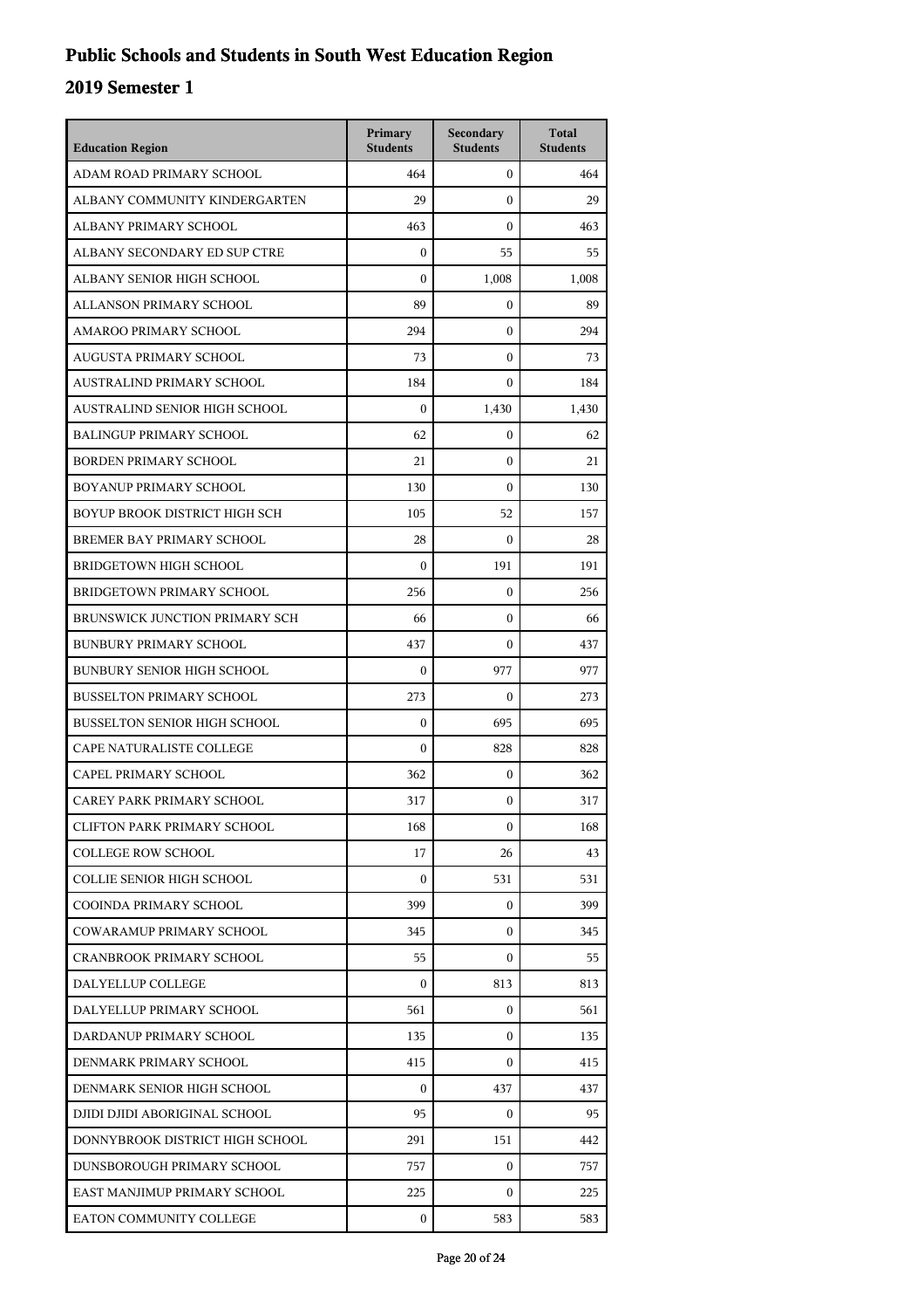# Public Schools and Students in South West Education Region

## 2019 Semester 1

| Education Region | Primary Students | Secondary Students | Total Students |
|---|---|---|---|
| ADAM ROAD PRIMARY SCHOOL | 464 | 0 | 464 |
| ALBANY COMMUNITY KINDERGARTEN | 29 | 0 | 29 |
| ALBANY PRIMARY SCHOOL | 463 | 0 | 463 |
| ALBANY SECONDARY ED SUP CTRE | 0 | 55 | 55 |
| ALBANY SENIOR HIGH SCHOOL | 0 | 1,008 | 1,008 |
| ALLANSON PRIMARY SCHOOL | 89 | 0 | 89 |
| AMAROO PRIMARY SCHOOL | 294 | 0 | 294 |
| AUGUSTA PRIMARY SCHOOL | 73 | 0 | 73 |
| AUSTRALIND PRIMARY SCHOOL | 184 | 0 | 184 |
| AUSTRALIND SENIOR HIGH SCHOOL | 0 | 1,430 | 1,430 |
| BALINGUP PRIMARY SCHOOL | 62 | 0 | 62 |
| BORDEN PRIMARY SCHOOL | 21 | 0 | 21 |
| BOYANUP PRIMARY SCHOOL | 130 | 0 | 130 |
| BOYUP BROOK DISTRICT HIGH SCH | 105 | 52 | 157 |
| BREMER BAY PRIMARY SCHOOL | 28 | 0 | 28 |
| BRIDGETOWN HIGH SCHOOL | 0 | 191 | 191 |
| BRIDGETOWN PRIMARY SCHOOL | 256 | 0 | 256 |
| BRUNSWICK JUNCTION PRIMARY SCH | 66 | 0 | 66 |
| BUNBURY PRIMARY SCHOOL | 437 | 0 | 437 |
| BUNBURY SENIOR HIGH SCHOOL | 0 | 977 | 977 |
| BUSSELTON PRIMARY SCHOOL | 273 | 0 | 273 |
| BUSSELTON SENIOR HIGH SCHOOL | 0 | 695 | 695 |
| CAPE NATURALISTE COLLEGE | 0 | 828 | 828 |
| CAPEL PRIMARY SCHOOL | 362 | 0 | 362 |
| CAREY PARK PRIMARY SCHOOL | 317 | 0 | 317 |
| CLIFTON PARK PRIMARY SCHOOL | 168 | 0 | 168 |
| COLLEGE ROW SCHOOL | 17 | 26 | 43 |
| COLLIE SENIOR HIGH SCHOOL | 0 | 531 | 531 |
| COOINDA PRIMARY SCHOOL | 399 | 0 | 399 |
| COWARAMUP PRIMARY SCHOOL | 345 | 0 | 345 |
| CRANBROOK PRIMARY SCHOOL | 55 | 0 | 55 |
| DALYELLUP COLLEGE | 0 | 813 | 813 |
| DALYELLUP PRIMARY SCHOOL | 561 | 0 | 561 |
| DARDANUP PRIMARY SCHOOL | 135 | 0 | 135 |
| DENMARK PRIMARY SCHOOL | 415 | 0 | 415 |
| DENMARK SENIOR HIGH SCHOOL | 0 | 437 | 437 |
| DJIDI DJIDI ABORIGINAL SCHOOL | 95 | 0 | 95 |
| DONNYBROOK DISTRICT HIGH SCHOOL | 291 | 151 | 442 |
| DUNSBOROUGH PRIMARY SCHOOL | 757 | 0 | 757 |
| EAST MANJIMUP PRIMARY SCHOOL | 225 | 0 | 225 |
| EATON COMMUNITY COLLEGE | 0 | 583 | 583 |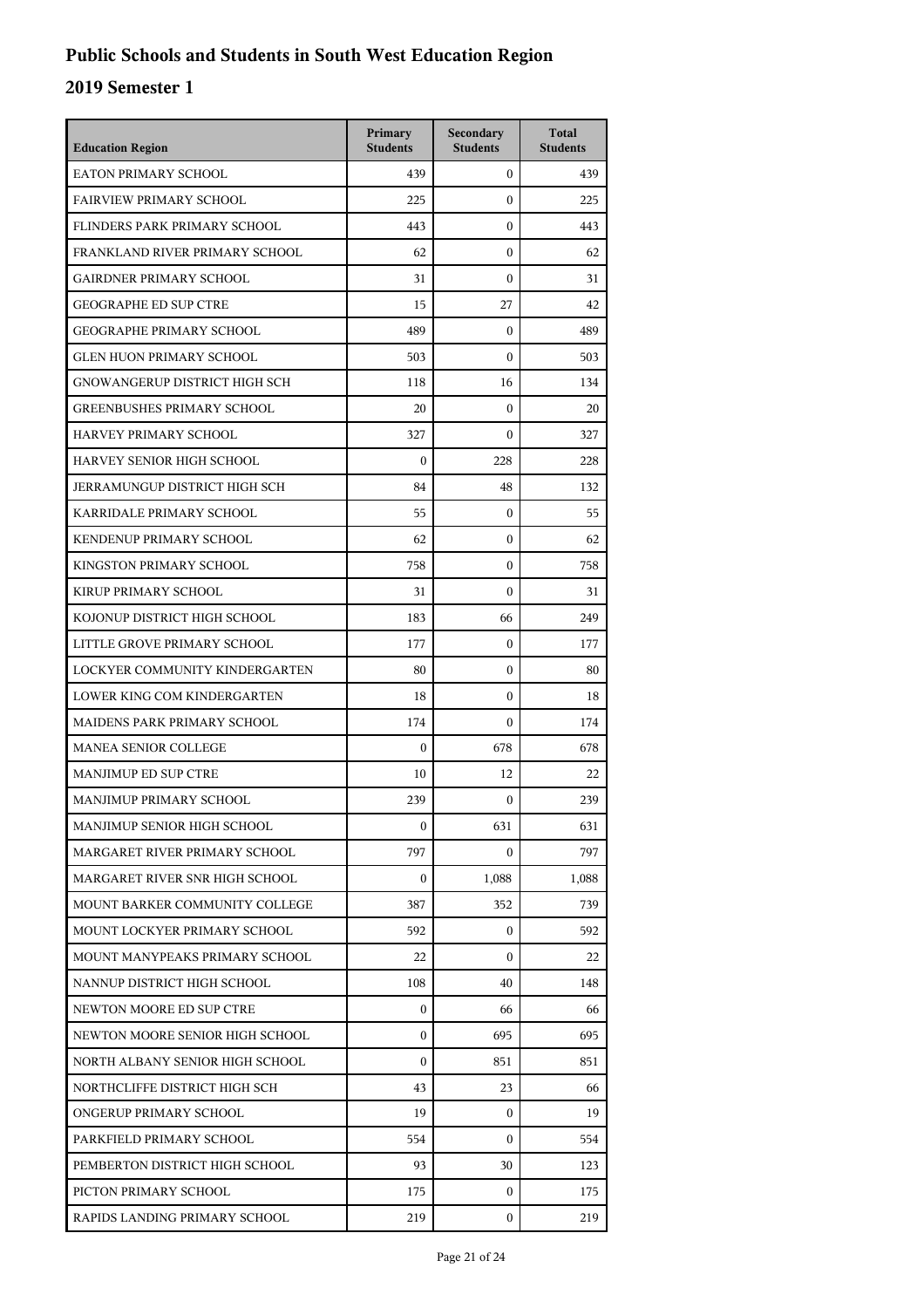# Public Schools and Students in South West Education Region

## 2019 Semester 1

| Education Region | Primary Students | Secondary Students | Total Students |
|---|---|---|---|
| EATON PRIMARY SCHOOL | 439 | 0 | 439 |
| FAIRVIEW PRIMARY SCHOOL | 225 | 0 | 225 |
| FLINDERS PARK PRIMARY SCHOOL | 443 | 0 | 443 |
| FRANKLAND RIVER PRIMARY SCHOOL | 62 | 0 | 62 |
| GAIRDNER PRIMARY SCHOOL | 31 | 0 | 31 |
| GEOGRAPHE ED SUP CTRE | 15 | 27 | 42 |
| GEOGRAPHE PRIMARY SCHOOL | 489 | 0 | 489 |
| GLEN HUON PRIMARY SCHOOL | 503 | 0 | 503 |
| GNOWANGERUP DISTRICT HIGH SCH | 118 | 16 | 134 |
| GREENBUSHES PRIMARY SCHOOL | 20 | 0 | 20 |
| HARVEY PRIMARY SCHOOL | 327 | 0 | 327 |
| HARVEY SENIOR HIGH SCHOOL | 0 | 228 | 228 |
| JERRAMUNGUP DISTRICT HIGH SCH | 84 | 48 | 132 |
| KARRIDALE PRIMARY SCHOOL | 55 | 0 | 55 |
| KENDENUP PRIMARY SCHOOL | 62 | 0 | 62 |
| KINGSTON PRIMARY SCHOOL | 758 | 0 | 758 |
| KIRUP PRIMARY SCHOOL | 31 | 0 | 31 |
| KOJONUP DISTRICT HIGH SCHOOL | 183 | 66 | 249 |
| LITTLE GROVE PRIMARY SCHOOL | 177 | 0 | 177 |
| LOCKYER COMMUNITY KINDERGARTEN | 80 | 0 | 80 |
| LOWER KING COM KINDERGARTEN | 18 | 0 | 18 |
| MAIDENS PARK PRIMARY SCHOOL | 174 | 0 | 174 |
| MANEA SENIOR COLLEGE | 0 | 678 | 678 |
| MANJIMUP ED SUP CTRE | 10 | 12 | 22 |
| MANJIMUP PRIMARY SCHOOL | 239 | 0 | 239 |
| MANJIMUP SENIOR HIGH SCHOOL | 0 | 631 | 631 |
| MARGARET RIVER PRIMARY SCHOOL | 797 | 0 | 797 |
| MARGARET RIVER SNR HIGH SCHOOL | 0 | 1,088 | 1,088 |
| MOUNT BARKER COMMUNITY COLLEGE | 387 | 352 | 739 |
| MOUNT LOCKYER PRIMARY SCHOOL | 592 | 0 | 592 |
| MOUNT MANYPEAKS PRIMARY SCHOOL | 22 | 0 | 22 |
| NANNUP DISTRICT HIGH SCHOOL | 108 | 40 | 148 |
| NEWTON MOORE ED SUP CTRE | 0 | 66 | 66 |
| NEWTON MOORE SENIOR HIGH SCHOOL | 0 | 695 | 695 |
| NORTH ALBANY SENIOR HIGH SCHOOL | 0 | 851 | 851 |
| NORTHCLIFFE DISTRICT HIGH SCH | 43 | 23 | 66 |
| ONGERUP PRIMARY SCHOOL | 19 | 0 | 19 |
| PARKFIELD PRIMARY SCHOOL | 554 | 0 | 554 |
| PEMBERTON DISTRICT HIGH SCHOOL | 93 | 30 | 123 |
| PICTON PRIMARY SCHOOL | 175 | 0 | 175 |
| RAPIDS LANDING PRIMARY SCHOOL | 219 | 0 | 219 |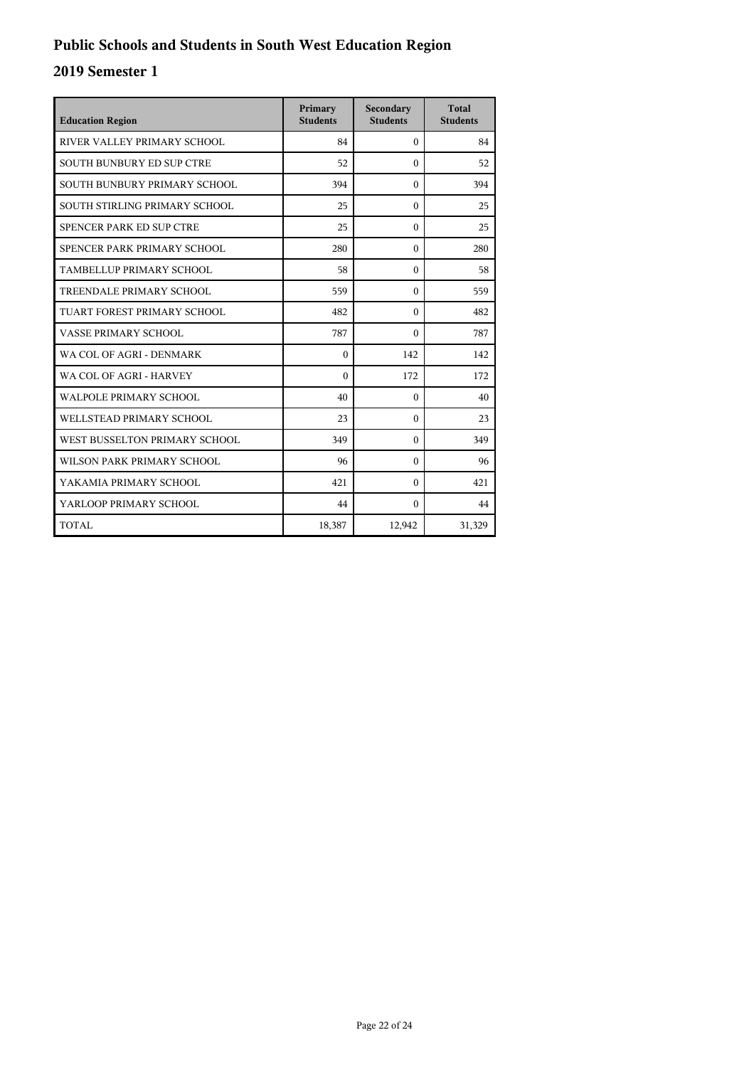# Public Schools and Students in South West Education Region

## 2019 Semester 1

| Education Region | Primary Students | Secondary Students | Total Students |
|---|---|---|---|
| RIVER VALLEY PRIMARY SCHOOL | 84 | 0 | 84 |
| SOUTH BUNBURY ED SUP CTRE | 52 | 0 | 52 |
| SOUTH BUNBURY PRIMARY SCHOOL | 394 | 0 | 394 |
| SOUTH STIRLING PRIMARY SCHOOL | 25 | 0 | 25 |
| SPENCER PARK ED SUP CTRE | 25 | 0 | 25 |
| SPENCER PARK PRIMARY SCHOOL | 280 | 0 | 280 |
| TAMBELLUP PRIMARY SCHOOL | 58 | 0 | 58 |
| TREENDALE PRIMARY SCHOOL | 559 | 0 | 559 |
| TUART FOREST PRIMARY SCHOOL | 482 | 0 | 482 |
| VASSE PRIMARY SCHOOL | 787 | 0 | 787 |
| WA COL OF AGRI - DENMARK | 0 | 142 | 142 |
| WA COL OF AGRI - HARVEY | 0 | 172 | 172 |
| WALPOLE PRIMARY SCHOOL | 40 | 0 | 40 |
| WELLSTEAD PRIMARY SCHOOL | 23 | 0 | 23 |
| WEST BUSSELTON PRIMARY SCHOOL | 349 | 0 | 349 |
| WILSON PARK PRIMARY SCHOOL | 96 | 0 | 96 |
| YAKAMIA PRIMARY SCHOOL | 421 | 0 | 421 |
| YARLOOP PRIMARY SCHOOL | 44 | 0 | 44 |
| TOTAL | 18,387 | 12,942 | 31,329 |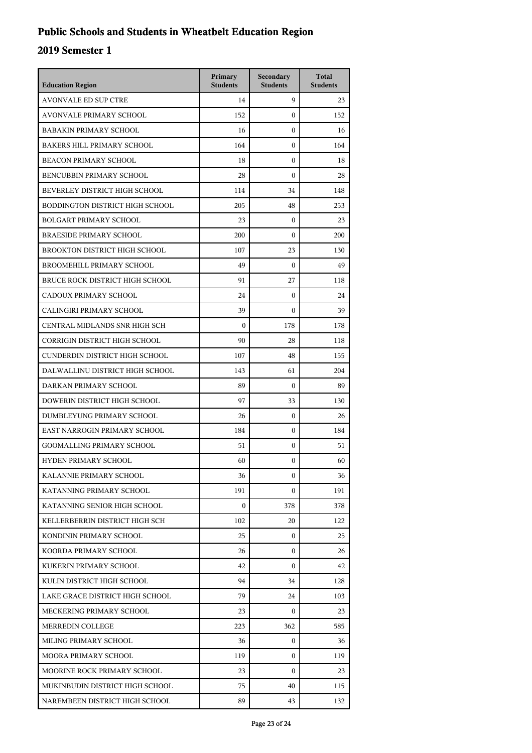# Public Schools and Students in Wheatbelt Education Region

## 2019 Semester 1

| Education Region | Primary Students | Secondary Students | Total Students |
|---|---|---|---|
| AVONVALE ED SUP CTRE | 14 | 9 | 23 |
| AVONVALE PRIMARY SCHOOL | 152 | 0 | 152 |
| BABAKIN PRIMARY SCHOOL | 16 | 0 | 16 |
| BAKERS HILL PRIMARY SCHOOL | 164 | 0 | 164 |
| BEACON PRIMARY SCHOOL | 18 | 0 | 18 |
| BENCUBBIN PRIMARY SCHOOL | 28 | 0 | 28 |
| BEVERLEY DISTRICT HIGH SCHOOL | 114 | 34 | 148 |
| BODDINGTON DISTRICT HIGH SCHOOL | 205 | 48 | 253 |
| BOLGART PRIMARY SCHOOL | 23 | 0 | 23 |
| BRAESIDE PRIMARY SCHOOL | 200 | 0 | 200 |
| BROOKTON DISTRICT HIGH SCHOOL | 107 | 23 | 130 |
| BROOMEHILL PRIMARY SCHOOL | 49 | 0 | 49 |
| BRUCE ROCK DISTRICT HIGH SCHOOL | 91 | 27 | 118 |
| CADOUX PRIMARY SCHOOL | 24 | 0 | 24 |
| CALINGIRI PRIMARY SCHOOL | 39 | 0 | 39 |
| CENTRAL MIDLANDS SNR HIGH SCH | 0 | 178 | 178 |
| CORRIGIN DISTRICT HIGH SCHOOL | 90 | 28 | 118 |
| CUNDERDIN DISTRICT HIGH SCHOOL | 107 | 48 | 155 |
| DALWALLINU DISTRICT HIGH SCHOOL | 143 | 61 | 204 |
| DARKAN PRIMARY SCHOOL | 89 | 0 | 89 |
| DOWERIN DISTRICT HIGH SCHOOL | 97 | 33 | 130 |
| DUMBLEYUNG PRIMARY SCHOOL | 26 | 0 | 26 |
| EAST NARROGIN PRIMARY SCHOOL | 184 | 0 | 184 |
| GOOMALLING PRIMARY SCHOOL | 51 | 0 | 51 |
| HYDEN PRIMARY SCHOOL | 60 | 0 | 60 |
| KALANNIE PRIMARY SCHOOL | 36 | 0 | 36 |
| KATANNING PRIMARY SCHOOL | 191 | 0 | 191 |
| KATANNING SENIOR HIGH SCHOOL | 0 | 378 | 378 |
| KELLERBERRIN DISTRICT HIGH SCH | 102 | 20 | 122 |
| KONDININ PRIMARY SCHOOL | 25 | 0 | 25 |
| KOORDA PRIMARY SCHOOL | 26 | 0 | 26 |
| KUKERIN PRIMARY SCHOOL | 42 | 0 | 42 |
| KULIN DISTRICT HIGH SCHOOL | 94 | 34 | 128 |
| LAKE GRACE DISTRICT HIGH SCHOOL | 79 | 24 | 103 |
| MECKERING PRIMARY SCHOOL | 23 | 0 | 23 |
| MERREDIN COLLEGE | 223 | 362 | 585 |
| MILING PRIMARY SCHOOL | 36 | 0 | 36 |
| MOORA PRIMARY SCHOOL | 119 | 0 | 119 |
| MOORINE ROCK PRIMARY SCHOOL | 23 | 0 | 23 |
| MUKINBUDIN DISTRICT HIGH SCHOOL | 75 | 40 | 115 |
| NAREMBEEN DISTRICT HIGH SCHOOL | 89 | 43 | 132 |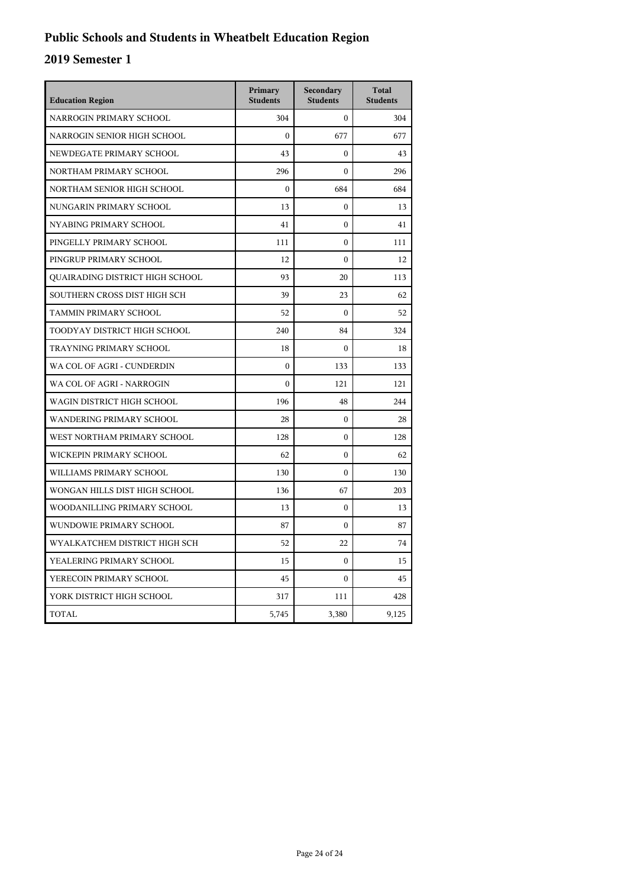# Public Schools and Students in Wheatbelt Education Region

## 2019 Semester 1

| Education Region | Primary Students | Secondary Students | Total Students |
|---|---|---|---|
| NARROGIN PRIMARY SCHOOL | 304 | 0 | 304 |
| NARROGIN SENIOR HIGH SCHOOL | 0 | 677 | 677 |
| NEWDEGATE PRIMARY SCHOOL | 43 | 0 | 43 |
| NORTHAM PRIMARY SCHOOL | 296 | 0 | 296 |
| NORTHAM SENIOR HIGH SCHOOL | 0 | 684 | 684 |
| NUNGARIN PRIMARY SCHOOL | 13 | 0 | 13 |
| NYABING PRIMARY SCHOOL | 41 | 0 | 41 |
| PINGELLY PRIMARY SCHOOL | 111 | 0 | 111 |
| PINGRUP PRIMARY SCHOOL | 12 | 0 | 12 |
| QUAIRADING DISTRICT HIGH SCHOOL | 93 | 20 | 113 |
| SOUTHERN CROSS DIST HIGH SCH | 39 | 23 | 62 |
| TAMMIN PRIMARY SCHOOL | 52 | 0 | 52 |
| TOODYAY DISTRICT HIGH SCHOOL | 240 | 84 | 324 |
| TRAYNING PRIMARY SCHOOL | 18 | 0 | 18 |
| WA COL OF AGRI - CUNDERDIN | 0 | 133 | 133 |
| WA COL OF AGRI - NARROGIN | 0 | 121 | 121 |
| WAGIN DISTRICT HIGH SCHOOL | 196 | 48 | 244 |
| WANDERING PRIMARY SCHOOL | 28 | 0 | 28 |
| WEST NORTHAM PRIMARY SCHOOL | 128 | 0 | 128 |
| WICKEPIN PRIMARY SCHOOL | 62 | 0 | 62 |
| WILLIAMS PRIMARY SCHOOL | 130 | 0 | 130 |
| WONGAN HILLS DIST HIGH SCHOOL | 136 | 67 | 203 |
| WOODANILLING PRIMARY SCHOOL | 13 | 0 | 13 |
| WUNDOWIE PRIMARY SCHOOL | 87 | 0 | 87 |
| WYALKATCHEM DISTRICT HIGH SCH | 52 | 22 | 74 |
| YEALERING PRIMARY SCHOOL | 15 | 0 | 15 |
| YERECOIN PRIMARY SCHOOL | 45 | 0 | 45 |
| YORK DISTRICT HIGH SCHOOL | 317 | 111 | 428 |
| TOTAL | 5,745 | 3,380 | 9,125 |